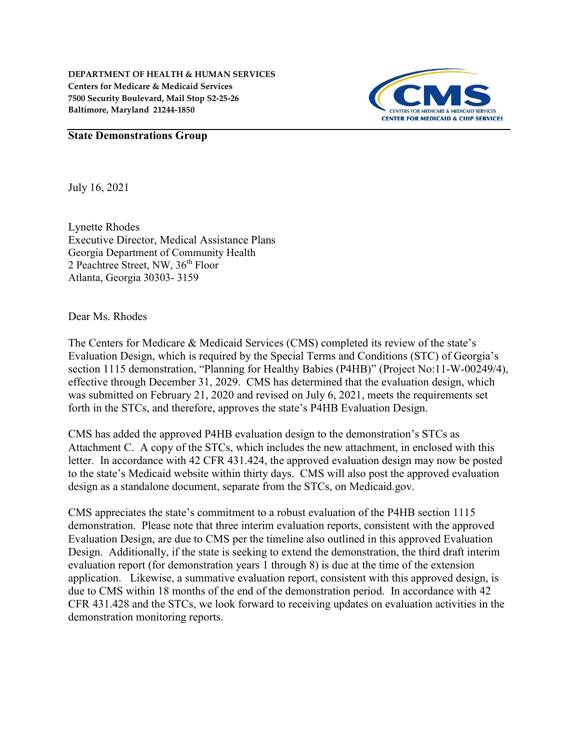**DEPARTMENT OF HEALTH & HUMAN SERVICES**
**Centers for Medicare & Medicaid Services**
**7500 Security Boulevard, Mail Stop S2-25-26**
**Baltimore, Maryland 21244-1850**

**State Demonstrations Group**

July 16, 2021

Lynette Rhodes
Executive Director, Medical Assistance Plans
Georgia Department of Community Health
2 Peachtree Street, NW, 36th Floor
Atlanta, Georgia 30303- 3159

Dear Ms. Rhodes

The Centers for Medicare & Medicaid Services (CMS) completed its review of the state's Evaluation Design, which is required by the Special Terms and Conditions (STC) of Georgia's section 1115 demonstration, "Planning for Healthy Babies (P4HB)" (Project No:11-W-00249/4), effective through December 31, 2029. CMS has determined that the evaluation design, which was submitted on February 21, 2020 and revised on July 6, 2021, meets the requirements set forth in the STCs, and therefore, approves the state's P4HB Evaluation Design.

CMS has added the approved P4HB evaluation design to the demonstration's STCs as Attachment C. A copy of the STCs, which includes the new attachment, in enclosed with this letter. In accordance with 42 CFR 431.424, the approved evaluation design may now be posted to the state's Medicaid website within thirty days. CMS will also post the approved evaluation design as a standalone document, separate from the STCs, on Medicaid.gov.

CMS appreciates the state's commitment to a robust evaluation of the P4HB section 1115 demonstration. Please note that three interim evaluation reports, consistent with the approved Evaluation Design, are due to CMS per the timeline also outlined in this approved Evaluation Design. Additionally, if the state is seeking to extend the demonstration, the third draft interim evaluation report (for demonstration years 1 through 8) is due at the time of the extension application. Likewise, a summative evaluation report, consistent with this approved design, is due to CMS within 18 months of the end of the demonstration period. In accordance with 42 CFR 431.428 and the STCs, we look forward to receiving updates on evaluation activities in the demonstration monitoring reports.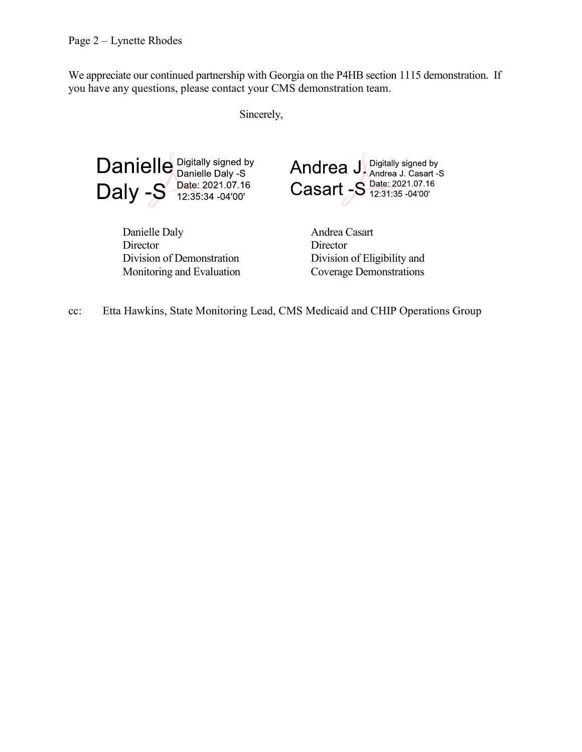We appreciate our continued partnership with Georgia on the P4HB section 1115 demonstration. If you have any questions, please contact your CMS demonstration team.

Sincerely,

Danielle Daly -S Digitally signed by Danielle Daly -S Date: 2021.07.16 12:35:34 -04'00'

Danielle Daly
Director
Division of Demonstration Monitoring and Evaluation

Andrea J. Casart -S Digitally signed by Andrea J. Casart -S Date: 2021.07.16 12:31:35 -04'00'

Andrea Casart
Director
Division of Eligibility and Coverage Demonstrations

cc: Etta Hawkins, State Monitoring Lead, CMS Medicaid and CHIP Operations Group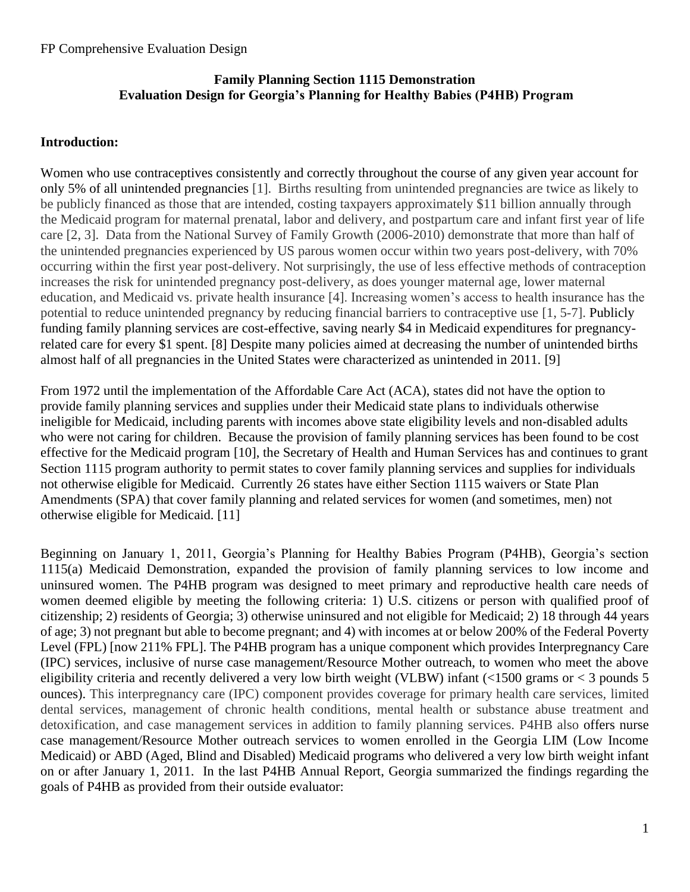**Family Planning Section 1115 Demonstration**
**Evaluation Design for Georgia's Planning for Healthy Babies (P4HB) Program**

## Introduction:

Women who use contraceptives consistently and correctly throughout the course of any given year account for only 5% of all unintended pregnancies [1]. Births resulting from unintended pregnancies are twice as likely to be publicly financed as those that are intended, costing taxpayers approximately $11 billion annually through the Medicaid program for maternal prenatal, labor and delivery, and postpartum care and infant first year of life care [2, 3]. Data from the National Survey of Family Growth (2006-2010) demonstrate that more than half of the unintended pregnancies experienced by US parous women occur within two years post-delivery, with 70% occurring within the first year post-delivery. Not surprisingly, the use of less effective methods of contraception increases the risk for unintended pregnancy post-delivery, as does younger maternal age, lower maternal education, and Medicaid vs. private health insurance [4]. Increasing women's access to health insurance has the potential to reduce unintended pregnancy by reducing financial barriers to contraceptive use [1, 5-7]. Publicly funding family planning services are cost-effective, saving nearly $4 in Medicaid expenditures for pregnancy-related care for every $1 spent. [8] Despite many policies aimed at decreasing the number of unintended births almost half of all pregnancies in the United States were characterized as unintended in 2011. [9]

From 1972 until the implementation of the Affordable Care Act (ACA), states did not have the option to provide family planning services and supplies under their Medicaid state plans to individuals otherwise ineligible for Medicaid, including parents with incomes above state eligibility levels and non-disabled adults who were not caring for children. Because the provision of family planning services has been found to be cost effective for the Medicaid program [10], the Secretary of Health and Human Services has and continues to grant Section 1115 program authority to permit states to cover family planning services and supplies for individuals not otherwise eligible for Medicaid. Currently 26 states have either Section 1115 waivers or State Plan Amendments (SPA) that cover family planning and related services for women (and sometimes, men) not otherwise eligible for Medicaid. [11]

Beginning on January 1, 2011, Georgia's Planning for Healthy Babies Program (P4HB), Georgia's section 1115(a) Medicaid Demonstration, expanded the provision of family planning services to low income and uninsured women. The P4HB program was designed to meet primary and reproductive health care needs of women deemed eligible by meeting the following criteria: 1) U.S. citizens or person with qualified proof of citizenship; 2) residents of Georgia; 3) otherwise uninsured and not eligible for Medicaid; 2) 18 through 44 years of age; 3) not pregnant but able to become pregnant; and 4) with incomes at or below 200% of the Federal Poverty Level (FPL) [now 211% FPL]. The P4HB program has a unique component which provides Interpregnancy Care (IPC) services, inclusive of nurse case management/Resource Mother outreach, to women who meet the above eligibility criteria and recently delivered a very low birth weight (VLBW) infant (<1500 grams or < 3 pounds 5 ounces). This interpregnancy care (IPC) component provides coverage for primary health care services, limited dental services, management of chronic health conditions, mental health or substance abuse treatment and detoxification, and case management services in addition to family planning services. P4HB also offers nurse case management/Resource Mother outreach services to women enrolled in the Georgia LIM (Low Income Medicaid) or ABD (Aged, Blind and Disabled) Medicaid programs who delivered a very low birth weight infant on or after January 1, 2011. In the last P4HB Annual Report, Georgia summarized the findings regarding the goals of P4HB as provided from their outside evaluator: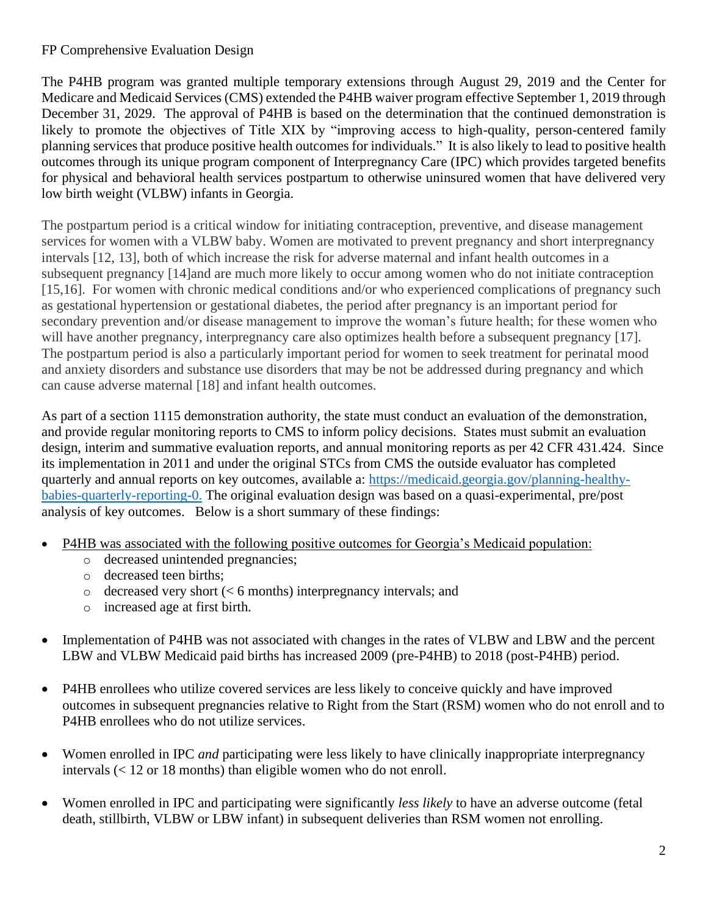FP Comprehensive Evaluation Design

The P4HB program was granted multiple temporary extensions through August 29, 2019 and the Center for Medicare and Medicaid Services (CMS) extended the P4HB waiver program effective September 1, 2019 through December 31, 2029. The approval of P4HB is based on the determination that the continued demonstration is likely to promote the objectives of Title XIX by "improving access to high-quality, person-centered family planning services that produce positive health outcomes for individuals." It is also likely to lead to positive health outcomes through its unique program component of Interpregnancy Care (IPC) which provides targeted benefits for physical and behavioral health services postpartum to otherwise uninsured women that have delivered very low birth weight (VLBW) infants in Georgia.

The postpartum period is a critical window for initiating contraception, preventive, and disease management services for women with a VLBW baby. Women are motivated to prevent pregnancy and short interpregnancy intervals [12, 13], both of which increase the risk for adverse maternal and infant health outcomes in a subsequent pregnancy [14]and are much more likely to occur among women who do not initiate contraception [15,16]. For women with chronic medical conditions and/or who experienced complications of pregnancy such as gestational hypertension or gestational diabetes, the period after pregnancy is an important period for secondary prevention and/or disease management to improve the woman's future health; for these women who will have another pregnancy, interpregnancy care also optimizes health before a subsequent pregnancy [17]. The postpartum period is also a particularly important period for women to seek treatment for perinatal mood and anxiety disorders and substance use disorders that may be not be addressed during pregnancy and which can cause adverse maternal [18] and infant health outcomes.

As part of a section 1115 demonstration authority, the state must conduct an evaluation of the demonstration, and provide regular monitoring reports to CMS to inform policy decisions. States must submit an evaluation design, interim and summative evaluation reports, and annual monitoring reports as per 42 CFR 431.424. Since its implementation in 2011 and under the original STCs from CMS the outside evaluator has completed quarterly and annual reports on key outcomes, available a: [https://medicaid.georgia.gov/planning-healthy-babies-quarterly-reporting-0.](https://medicaid.georgia.gov/planning-healthy-babies-quarterly-reporting-0) The original evaluation design was based on a quasi-experimental, pre/post analysis of key outcomes. Below is a short summary of these findings:

- <u>P4HB was associated with the following positive outcomes for Georgia's Medicaid population:</u>
  - decreased unintended pregnancies;
  - decreased teen births;
  - decreased very short (< 6 months) interpregnancy intervals; and
  - increased age at first birth.

- Implementation of P4HB was not associated with changes in the rates of VLBW and LBW and the percent LBW and VLBW Medicaid paid births has increased 2009 (pre-P4HB) to 2018 (post-P4HB) period.

- P4HB enrollees who utilize covered services are less likely to conceive quickly and have improved outcomes in subsequent pregnancies relative to Right from the Start (RSM) women who do not enroll and to P4HB enrollees who do not utilize services.

- Women enrolled in IPC *and* participating were less likely to have clinically inappropriate interpregnancy intervals (< 12 or 18 months) than eligible women who do not enroll.

- Women enrolled in IPC and participating were significantly *less likely* to have an adverse outcome (fetal death, stillbirth, VLBW or LBW infant) in subsequent deliveries than RSM women not enrolling.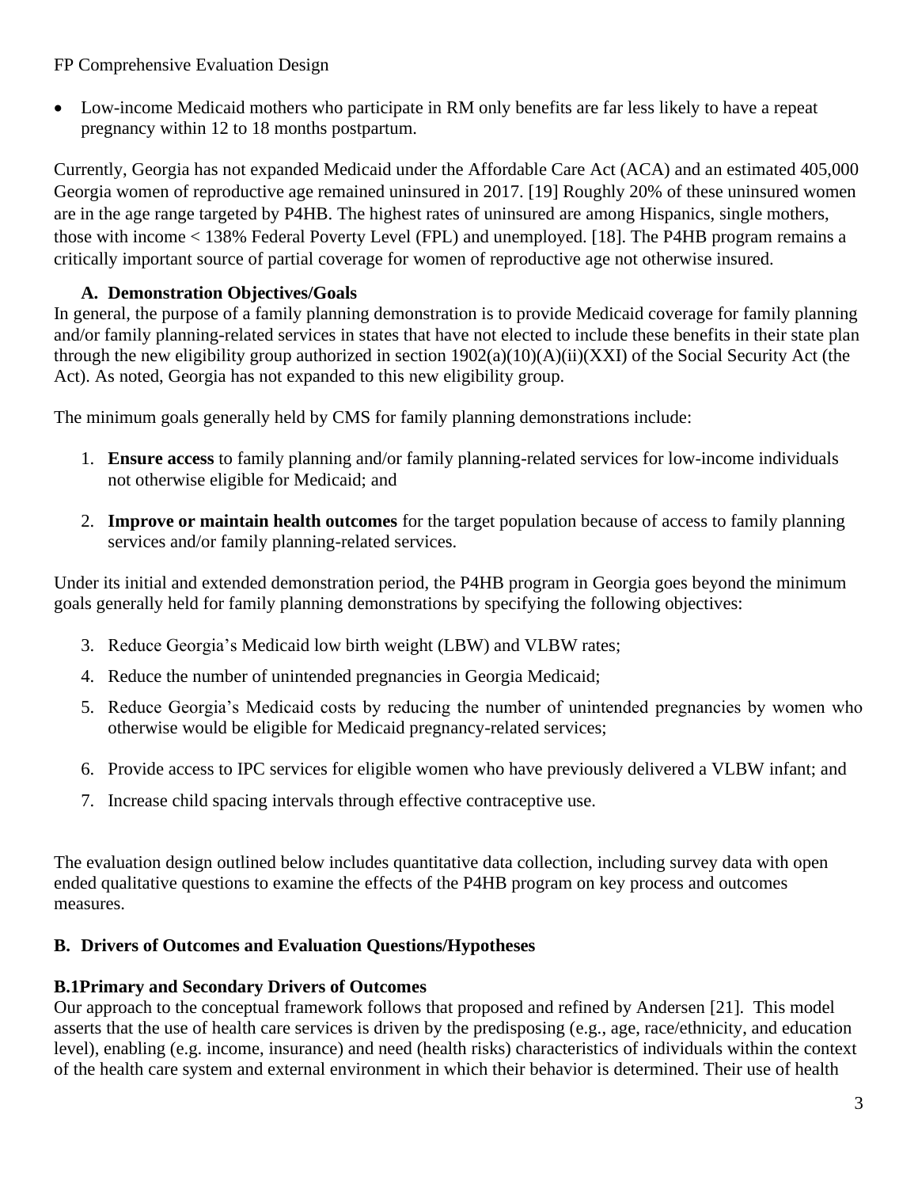- Low-income Medicaid mothers who participate in RM only benefits are far less likely to have a repeat pregnancy within 12 to 18 months postpartum.

Currently, Georgia has not expanded Medicaid under the Affordable Care Act (ACA) and an estimated 405,000 Georgia women of reproductive age remained uninsured in 2017. [19] Roughly 20% of these uninsured women are in the age range targeted by P4HB. The highest rates of uninsured are among Hispanics, single mothers, those with income < 138% Federal Poverty Level (FPL) and unemployed. [18]. The P4HB program remains a critically important source of partial coverage for women of reproductive age not otherwise insured.

### A. Demonstration Objectives/Goals

In general, the purpose of a family planning demonstration is to provide Medicaid coverage for family planning and/or family planning-related services in states that have not elected to include these benefits in their state plan through the new eligibility group authorized in section 1902(a)(10)(A)(ii)(XXI) of the Social Security Act (the Act). As noted, Georgia has not expanded to this new eligibility group.

The minimum goals generally held by CMS for family planning demonstrations include:

1. **Ensure access** to family planning and/or family planning-related services for low-income individuals not otherwise eligible for Medicaid; and
2. **Improve or maintain health outcomes** for the target population because of access to family planning services and/or family planning-related services.

Under its initial and extended demonstration period, the P4HB program in Georgia goes beyond the minimum goals generally held for family planning demonstrations by specifying the following objectives:

3. Reduce Georgia's Medicaid low birth weight (LBW) and VLBW rates;
4. Reduce the number of unintended pregnancies in Georgia Medicaid;
5. Reduce Georgia's Medicaid costs by reducing the number of unintended pregnancies by women who otherwise would be eligible for Medicaid pregnancy-related services;
6. Provide access to IPC services for eligible women who have previously delivered a VLBW infant; and
7. Increase child spacing intervals through effective contraceptive use.

The evaluation design outlined below includes quantitative data collection, including survey data with open ended qualitative questions to examine the effects of the P4HB program on key process and outcomes measures.

## B. Drivers of Outcomes and Evaluation Questions/Hypotheses

### B.1Primary and Secondary Drivers of Outcomes

Our approach to the conceptual framework follows that proposed and refined by Andersen [21]. This model asserts that the use of health care services is driven by the predisposing (e.g., age, race/ethnicity, and education level), enabling (e.g. income, insurance) and need (health risks) characteristics of individuals within the context of the health care system and external environment in which their behavior is determined. Their use of health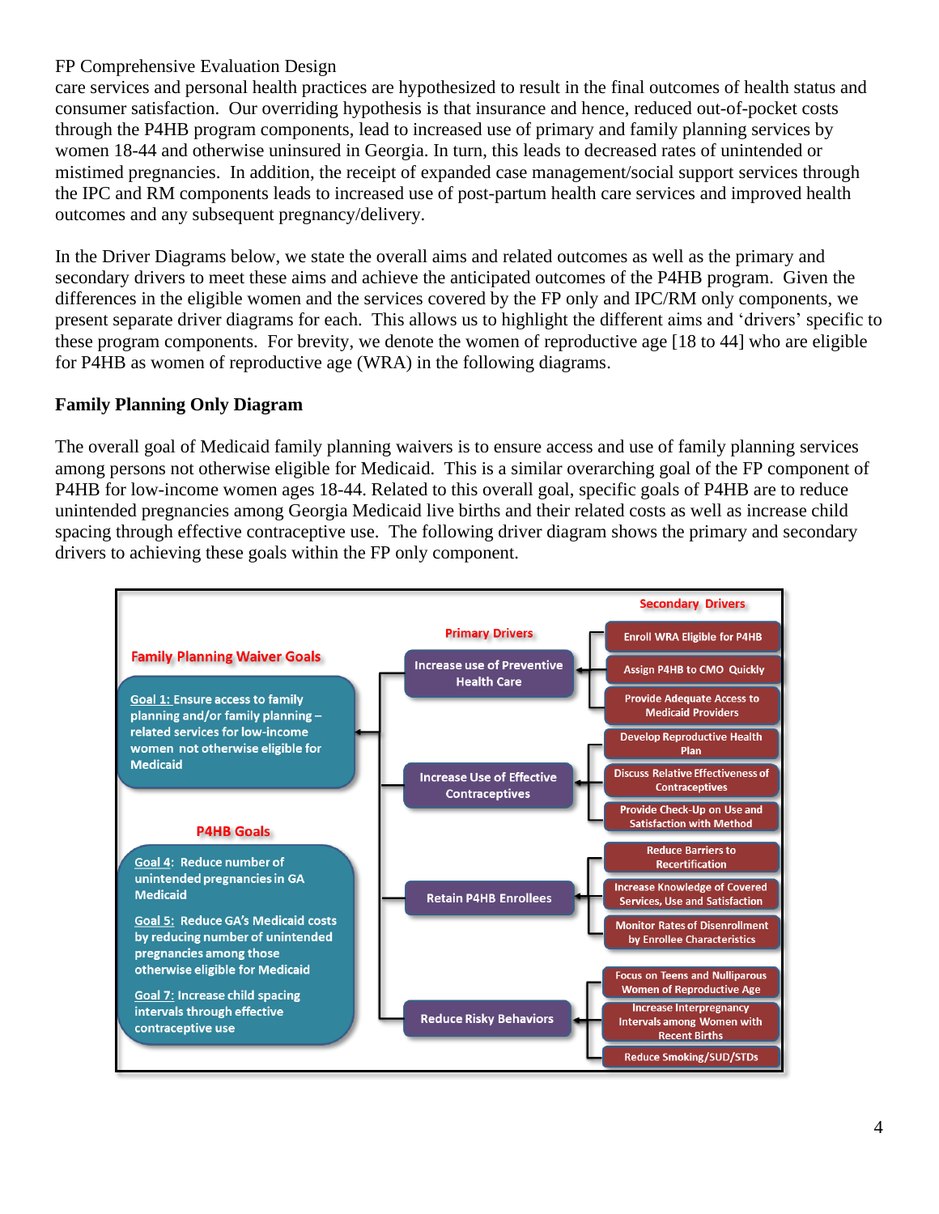care services and personal health practices are hypothesized to result in the final outcomes of health status and consumer satisfaction. Our overriding hypothesis is that insurance and hence, reduced out-of-pocket costs through the P4HB program components, lead to increased use of primary and family planning services by women 18-44 and otherwise uninsured in Georgia. In turn, this leads to decreased rates of unintended or mistimed pregnancies. In addition, the receipt of expanded case management/social support services through the IPC and RM components leads to increased use of post-partum health care services and improved health outcomes and any subsequent pregnancy/delivery.

In the Driver Diagrams below, we state the overall aims and related outcomes as well as the primary and secondary drivers to meet these aims and achieve the anticipated outcomes of the P4HB program. Given the differences in the eligible women and the services covered by the FP only and IPC/RM only components, we present separate driver diagrams for each. This allows us to highlight the different aims and 'drivers' specific to these program components. For brevity, we denote the women of reproductive age [18 to 44] who are eligible for P4HB as women of reproductive age (WRA) in the following diagrams.

**Family Planning Only Diagram**

The overall goal of Medicaid family planning waivers is to ensure access and use of family planning services among persons not otherwise eligible for Medicaid. This is a similar overarching goal of the FP component of P4HB for low-income women ages 18-44. Related to this overall goal, specific goals of P4HB are to reduce unintended pregnancies among Georgia Medicaid live births and their related costs as well as increase child spacing through effective contraceptive use. The following driver diagram shows the primary and secondary drivers to achieving these goals within the FP only component.

**Family Planning Waiver Goals**

- Goal 1: Ensure access to family planning and/or family planning – related services for low-income women not otherwise eligible for Medicaid

**P4HB Goals**

- Goal 4: Reduce number of unintended pregnancies in GA Medicaid
- Goal 5: Reduce GA's Medicaid costs by reducing number of unintended pregnancies among those otherwise eligible for Medicaid
- Goal 7: Increase child spacing intervals through effective contraceptive use

| Primary Drivers | Secondary Drivers |
|---|---|
| Increase use of Preventive Health Care | Enroll WRA Eligible for P4HB |
| | Assign P4HB to CMO Quickly |
| | Provide Adequate Access to Medicaid Providers |
| Increase Use of Effective Contraceptives | Develop Reproductive Health Plan |
| | Discuss Relative Effectiveness of Contraceptives |
| | Provide Check-Up on Use and Satisfaction with Method |
| Retain P4HB Enrollees | Reduce Barriers to Recertification |
| | Increase Knowledge of Covered Services, Use and Satisfaction |
| | Monitor Rates of Disenrollment by Enrollee Characteristics |
| Reduce Risky Behaviors | Focus on Teens and Nulliparous Women of Reproductive Age |
| | Increase Interpregnancy Intervals among Women with Recent Births |
| | Reduce Smoking/SUD/STDs |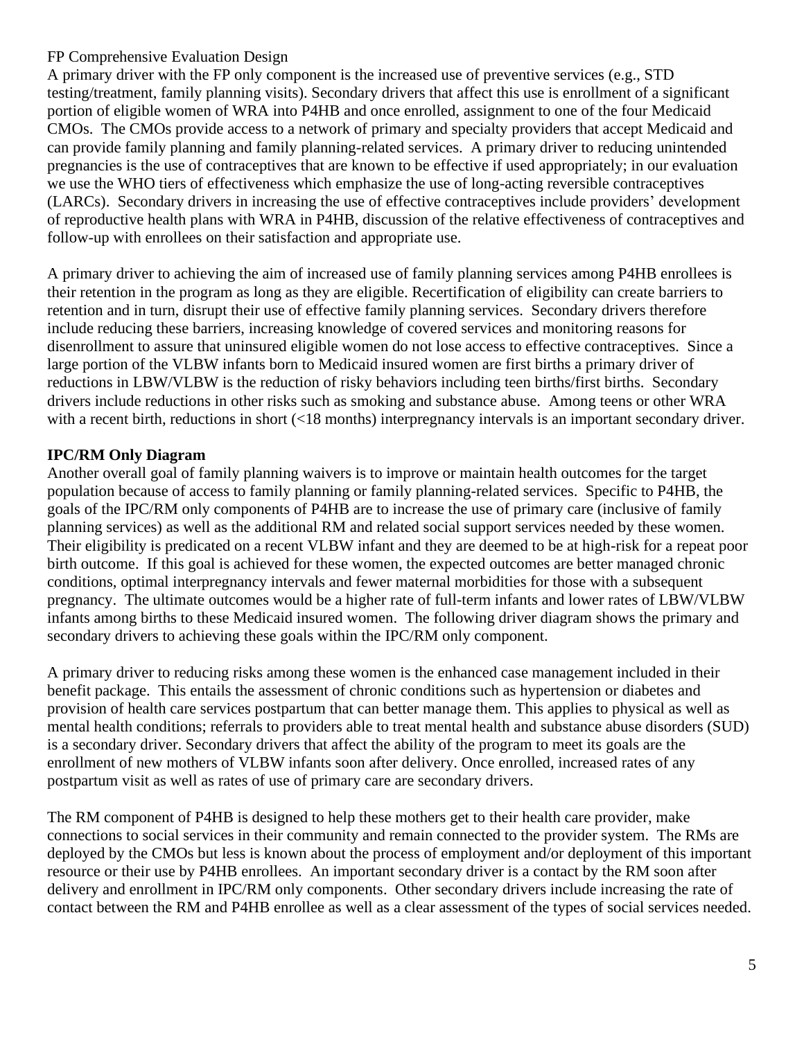FP Comprehensive Evaluation Design

A primary driver with the FP only component is the increased use of preventive services (e.g., STD testing/treatment, family planning visits). Secondary drivers that affect this use is enrollment of a significant portion of eligible women of WRA into P4HB and once enrolled, assignment to one of the four Medicaid CMOs. The CMOs provide access to a network of primary and specialty providers that accept Medicaid and can provide family planning and family planning-related services. A primary driver to reducing unintended pregnancies is the use of contraceptives that are known to be effective if used appropriately; in our evaluation we use the WHO tiers of effectiveness which emphasize the use of long-acting reversible contraceptives (LARCs). Secondary drivers in increasing the use of effective contraceptives include providers' development of reproductive health plans with WRA in P4HB, discussion of the relative effectiveness of contraceptives and follow-up with enrollees on their satisfaction and appropriate use.

A primary driver to achieving the aim of increased use of family planning services among P4HB enrollees is their retention in the program as long as they are eligible. Recertification of eligibility can create barriers to retention and in turn, disrupt their use of effective family planning services. Secondary drivers therefore include reducing these barriers, increasing knowledge of covered services and monitoring reasons for disenrollment to assure that uninsured eligible women do not lose access to effective contraceptives. Since a large portion of the VLBW infants born to Medicaid insured women are first births a primary driver of reductions in LBW/VLBW is the reduction of risky behaviors including teen births/first births. Secondary drivers include reductions in other risks such as smoking and substance abuse. Among teens or other WRA with a recent birth, reductions in short (<18 months) interpregnancy intervals is an important secondary driver.

**IPC/RM Only Diagram**

Another overall goal of family planning waivers is to improve or maintain health outcomes for the target population because of access to family planning or family planning-related services. Specific to P4HB, the goals of the IPC/RM only components of P4HB are to increase the use of primary care (inclusive of family planning services) as well as the additional RM and related social support services needed by these women. Their eligibility is predicated on a recent VLBW infant and they are deemed to be at high-risk for a repeat poor birth outcome. If this goal is achieved for these women, the expected outcomes are better managed chronic conditions, optimal interpregnancy intervals and fewer maternal morbidities for those with a subsequent pregnancy. The ultimate outcomes would be a higher rate of full-term infants and lower rates of LBW/VLBW infants among births to these Medicaid insured women. The following driver diagram shows the primary and secondary drivers to achieving these goals within the IPC/RM only component.

A primary driver to reducing risks among these women is the enhanced case management included in their benefit package. This entails the assessment of chronic conditions such as hypertension or diabetes and provision of health care services postpartum that can better manage them. This applies to physical as well as mental health conditions; referrals to providers able to treat mental health and substance abuse disorders (SUD) is a secondary driver. Secondary drivers that affect the ability of the program to meet its goals are the enrollment of new mothers of VLBW infants soon after delivery. Once enrolled, increased rates of any postpartum visit as well as rates of use of primary care are secondary drivers.

The RM component of P4HB is designed to help these mothers get to their health care provider, make connections to social services in their community and remain connected to the provider system. The RMs are deployed by the CMOs but less is known about the process of employment and/or deployment of this important resource or their use by P4HB enrollees. An important secondary driver is a contact by the RM soon after delivery and enrollment in IPC/RM only components. Other secondary drivers include increasing the rate of contact between the RM and P4HB enrollee as well as a clear assessment of the types of social services needed.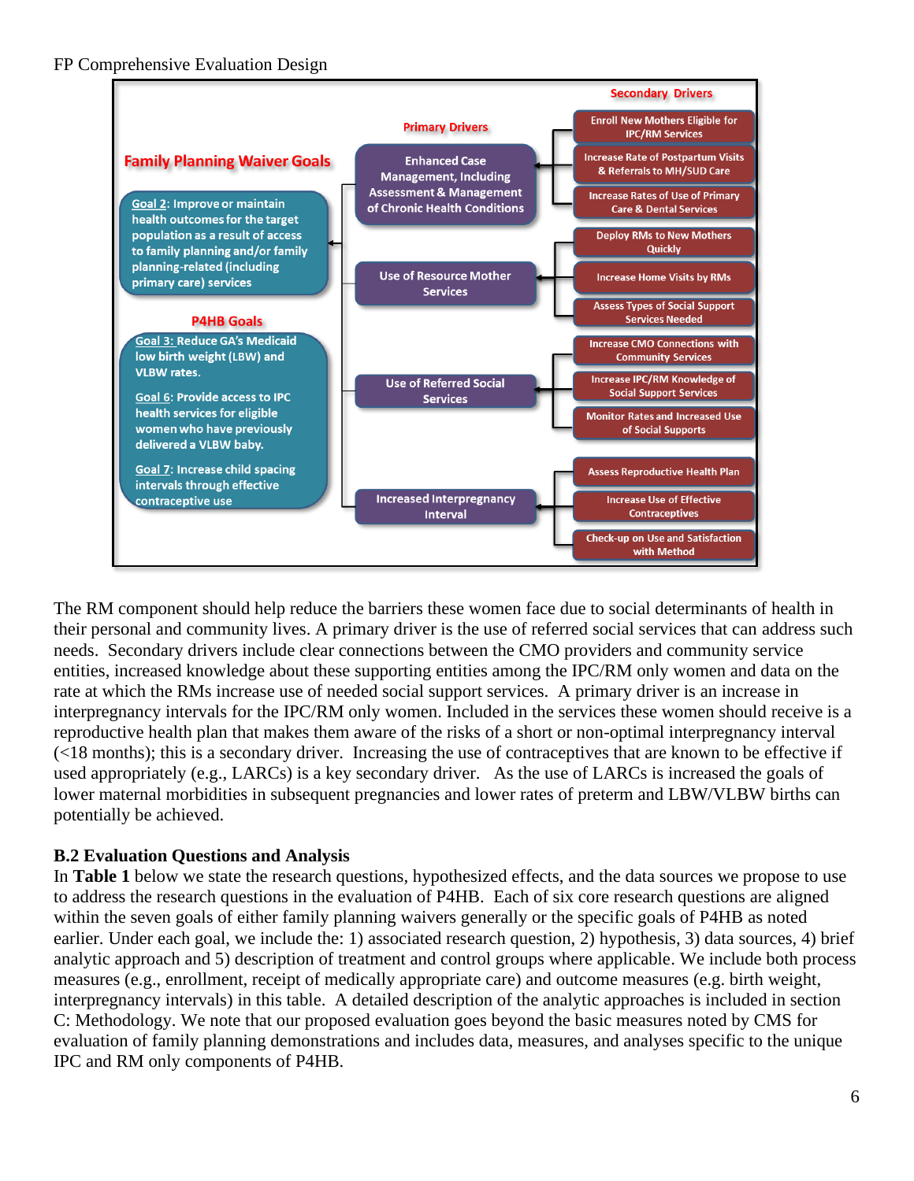FP Comprehensive Evaluation Design

**Family Planning Waiver Goals**

Goal 2: Improve or maintain health outcomes for the target population as a result of access to family planning and/or family planning-related (including primary care) services

**P4HB Goals**

Goal 3: Reduce GA's Medicaid low birth weight (LBW) and VLBW rates.

Goal 6: Provide access to IPC health services for eligible women who have previously delivered a VLBW baby.

Goal 7: Increase child spacing intervals through effective contraceptive use

| Primary Drivers | Secondary Drivers |
|---|---|
| Enhanced Case Management, Including Assessment & Management of Chronic Health Conditions | Enroll New Mothers Eligible for IPC/RM Services |
| | Increase Rate of Postpartum Visits & Referrals to MH/SUD Care |
| | Increase Rates of Use of Primary Care & Dental Services |
| Use of Resource Mother Services | Deploy RMs to New Mothers Quickly |
| | Increase Home Visits by RMs |
| | Assess Types of Social Support Services Needed |
| Use of Referred Social Services | Increase CMO Connections with Community Services |
| | Increase IPC/RM Knowledge of Social Support Services |
| | Monitor Rates and Increased Use of Social Supports |
| Increased Interpregnancy Interval | Assess Reproductive Health Plan |
| | Increase Use of Effective Contraceptives |
| | Check-up on Use and Satisfaction with Method |

The RM component should help reduce the barriers these women face due to social determinants of health in their personal and community lives. A primary driver is the use of referred social services that can address such needs. Secondary drivers include clear connections between the CMO providers and community service entities, increased knowledge about these supporting entities among the IPC/RM only women and data on the rate at which the RMs increase use of needed social support services. A primary driver is an increase in interpregnancy intervals for the IPC/RM only women. Included in the services these women should receive is a reproductive health plan that makes them aware of the risks of a short or non-optimal interpregnancy interval (<18 months); this is a secondary driver. Increasing the use of contraceptives that are known to be effective if used appropriately (e.g., LARCs) is a key secondary driver. As the use of LARCs is increased the goals of lower maternal morbidities in subsequent pregnancies and lower rates of preterm and LBW/VLBW births can potentially be achieved.

### B.2 Evaluation Questions and Analysis

In **Table 1** below we state the research questions, hypothesized effects, and the data sources we propose to use to address the research questions in the evaluation of P4HB. Each of six core research questions are aligned within the seven goals of either family planning waivers generally or the specific goals of P4HB as noted earlier. Under each goal, we include the: 1) associated research question, 2) hypothesis, 3) data sources, 4) brief analytic approach and 5) description of treatment and control groups where applicable. We include both process measures (e.g., enrollment, receipt of medically appropriate care) and outcome measures (e.g. birth weight, interpregnancy intervals) in this table. A detailed description of the analytic approaches is included in section C: Methodology. We note that our proposed evaluation goes beyond the basic measures noted by CMS for evaluation of family planning demonstrations and includes data, measures, and analyses specific to the unique IPC and RM only components of P4HB.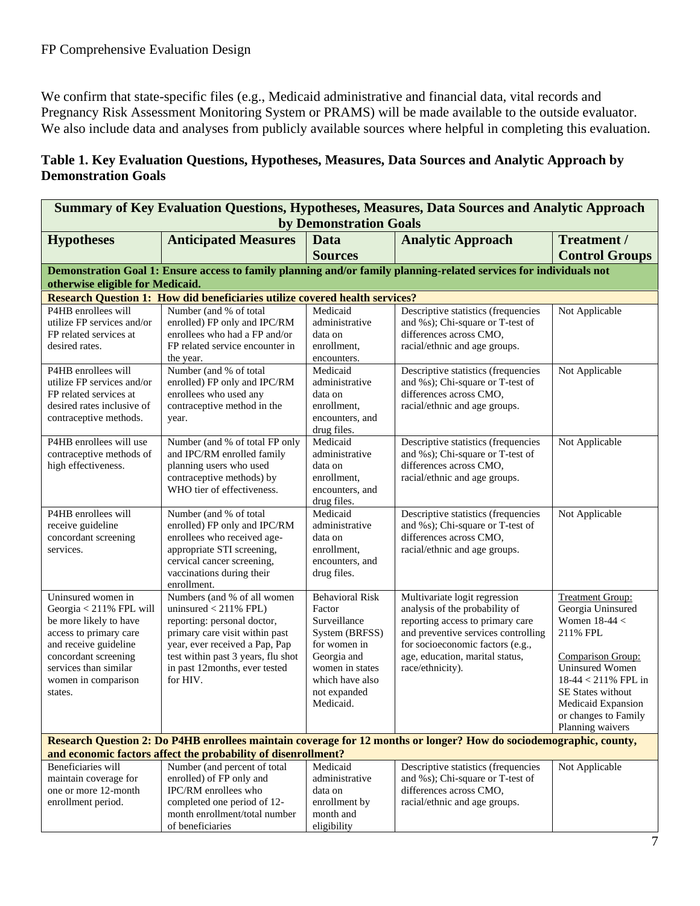We confirm that state-specific files (e.g., Medicaid administrative and financial data, vital records and Pregnancy Risk Assessment Monitoring System or PRAMS) will be made available to the outside evaluator. We also include data and analyses from publicly available sources where helpful in completing this evaluation.

**Table 1. Key Evaluation Questions, Hypotheses, Measures, Data Sources and Analytic Approach by Demonstration Goals**

| **Summary of Key Evaluation Questions, Hypotheses, Measures, Data Sources and Analytic Approach by Demonstration Goals** | | | | |
|---|---|---|---|---|
| **Hypotheses** | **Anticipated Measures** | **Data Sources** | **Analytic Approach** | **Treatment / Control Groups** |
| **Demonstration Goal 1: Ensure access to family planning and/or family planning-related services for individuals not otherwise eligible for Medicaid.** | | | | |
| **Research Question 1: How did beneficiaries utilize covered health services?** | | | | |
| P4HB enrollees will utilize FP services and/or FP related services at desired rates. | Number (and % of total enrolled) FP only and IPC/RM enrollees who had a FP and/or FP related service encounter in the year. | Medicaid administrative data on enrollment, encounters. | Descriptive statistics (frequencies and %s); Chi-square or T-test of differences across CMO, racial/ethnic and age groups. | Not Applicable |
| P4HB enrollees will utilize FP services and/or FP related services at desired rates inclusive of contraceptive methods. | Number (and % of total enrolled) FP only and IPC/RM enrollees who used any contraceptive method in the year. | Medicaid administrative data on enrollment, encounters, and drug files. | Descriptive statistics (frequencies and %s); Chi-square or T-test of differences across CMO, racial/ethnic and age groups. | Not Applicable |
| P4HB enrollees will use contraceptive methods of high effectiveness. | Number (and % of total FP only and IPC/RM enrolled family planning users who used contraceptive methods) by WHO tier of effectiveness. | Medicaid administrative data on enrollment, encounters, and drug files. | Descriptive statistics (frequencies and %s); Chi-square or T-test of differences across CMO, racial/ethnic and age groups. | Not Applicable |
| P4HB enrollees will receive guideline concordant screening services. | Number (and % of total enrolled) FP only and IPC/RM enrollees who received age-appropriate STI screening, cervical cancer screening, vaccinations during their enrollment. | Medicaid administrative data on enrollment, encounters, and drug files. | Descriptive statistics (frequencies and %s); Chi-square or T-test of differences across CMO, racial/ethnic and age groups. | Not Applicable |
| Uninsured women in Georgia < 211% FPL will be more likely to have access to primary care and receive guideline concordant screening services than similar women in comparison states. | Numbers (and % of all women uninsured < 211% FPL) reporting: personal doctor, primary care visit within past year, ever received a Pap, Pap test within past 3 years, flu shot in past 12months, ever tested for HIV. | Behavioral Risk Factor Surveillance System (BRFSS) for women in Georgia and women in states which have also not expanded Medicaid. | Multivariate logit regression analysis of the probability of reporting access to primary care and preventive services controlling for socioeconomic factors (e.g., age, education, marital status, race/ethnicity). | Treatment Group: Georgia Uninsured Women 18-44 < 211% FPL<br><br>Comparison Group: Uninsured Women 18-44 < 211% FPL in SE States without Medicaid Expansion or changes to Family Planning waivers |
| **Research Question 2: Do P4HB enrollees maintain coverage for 12 months or longer? How do sociodemographic, county, and economic factors affect the probability of disenrollment?** | | | | |
| Beneficiaries will maintain coverage for one or more 12-month enrollment period. | Number (and percent of total enrolled) of FP only and IPC/RM enrollees who completed one period of 12-month enrollment/total number of beneficiaries | Medicaid administrative data on enrollment by month and eligibility | Descriptive statistics (frequencies and %s); Chi-square or T-test of differences across CMO, racial/ethnic and age groups. | Not Applicable |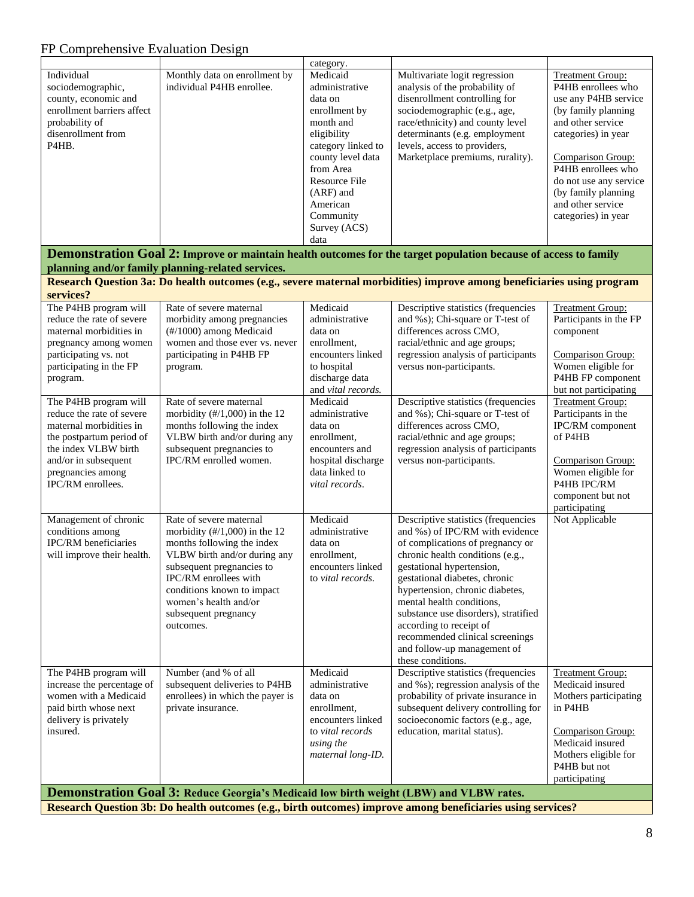| | | category. | | |
|---|---|---|---|---|
| Individual sociodemographic, county, economic and enrollment barriers affect probability of disenrollment from P4HB. | Monthly data on enrollment by individual P4HB enrollee. | Medicaid administrative data on enrollment by month and eligibility category linked to county level data from Area Resource File (ARF) and American Community Survey (ACS) data | Multivariate logit regression analysis of the probability of disenrollment controlling for sociodemographic (e.g., age, race/ethnicity) and county level determinants (e.g. employment levels, access to providers, Marketplace premiums, rurality). | Treatment Group: P4HB enrollees who use any P4HB service (by family planning and other service categories) in year<br><br>Comparison Group: P4HB enrollees who do not use any service (by family planning and other service categories) in year |
| **Demonstration Goal 2: Improve or maintain health outcomes for the target population because of access to family planning and/or family planning-related services.** | | | | |
| **Research Question 3a: Do health outcomes (e.g., severe maternal morbidities) improve among beneficiaries using program services?** | | | | |
| The P4HB program will reduce the rate of severe maternal morbidities in pregnancy among women participating vs. not participating in the FP program. | Rate of severe maternal morbidity among pregnancies (#/1000) among Medicaid women and those ever vs. never participating in P4HB FP program. | Medicaid administrative data on enrollment, encounters linked to hospital discharge data and *vital records.* | Descriptive statistics (frequencies and %s); Chi-square or T-test of differences across CMO, racial/ethnic and age groups; regression analysis of participants versus non-participants. | Treatment Group: Participants in the FP component<br><br>Comparison Group: Women eligible for P4HB FP component but not participating |
| The P4HB program will reduce the rate of severe maternal morbidities in the postpartum period of the index VLBW birth and/or in subsequent pregnancies among IPC/RM enrollees. | Rate of severe maternal morbidity (#/1,000) in the 12 months following the index VLBW birth and/or during any subsequent pregnancies to IPC/RM enrolled women. | Medicaid administrative data on enrollment, encounters and hospital discharge data linked to *vital records*. | Descriptive statistics (frequencies and %s); Chi-square or T-test of differences across CMO, racial/ethnic and age groups; regression analysis of participants versus non-participants. | Treatment Group: Participants in the IPC/RM component of P4HB<br><br>Comparison Group: Women eligible for P4HB IPC/RM component but not participating |
| Management of chronic conditions among IPC/RM beneficiaries will improve their health. | Rate of severe maternal morbidity (#/1,000) in the 12 months following the index VLBW birth and/or during any subsequent pregnancies to IPC/RM enrollees with conditions known to impact women's health and/or subsequent pregnancy outcomes. | Medicaid administrative data on enrollment, encounters linked to *vital records.* | Descriptive statistics (frequencies and %s) of IPC/RM with evidence of complications of pregnancy or chronic health conditions (e.g., gestational hypertension, gestational diabetes, chronic hypertension, chronic diabetes, mental health conditions, substance use disorders), stratified according to receipt of recommended clinical screenings and follow-up management of these conditions. | Not Applicable |
| The P4HB program will increase the percentage of women with a Medicaid paid birth whose next delivery is privately insured. | Number (and % of all subsequent deliveries to P4HB enrollees) in which the payer is private insurance. | Medicaid administrative data on enrollment, encounters linked to *vital records using the maternal long-ID.* | Descriptive statistics (frequencies and %s); regression analysis of the probability of private insurance in subsequent delivery controlling for socioeconomic factors (e.g., age, education, marital status). | Treatment Group: Medicaid insured Mothers participating in P4HB<br><br>Comparison Group: Medicaid insured Mothers eligible for P4HB but not participating |
| **Demonstration Goal 3: Reduce Georgia's Medicaid low birth weight (LBW) and VLBW rates.** | | | | |
| **Research Question 3b: Do health outcomes (e.g., birth outcomes) improve among beneficiaries using services?** | | | | |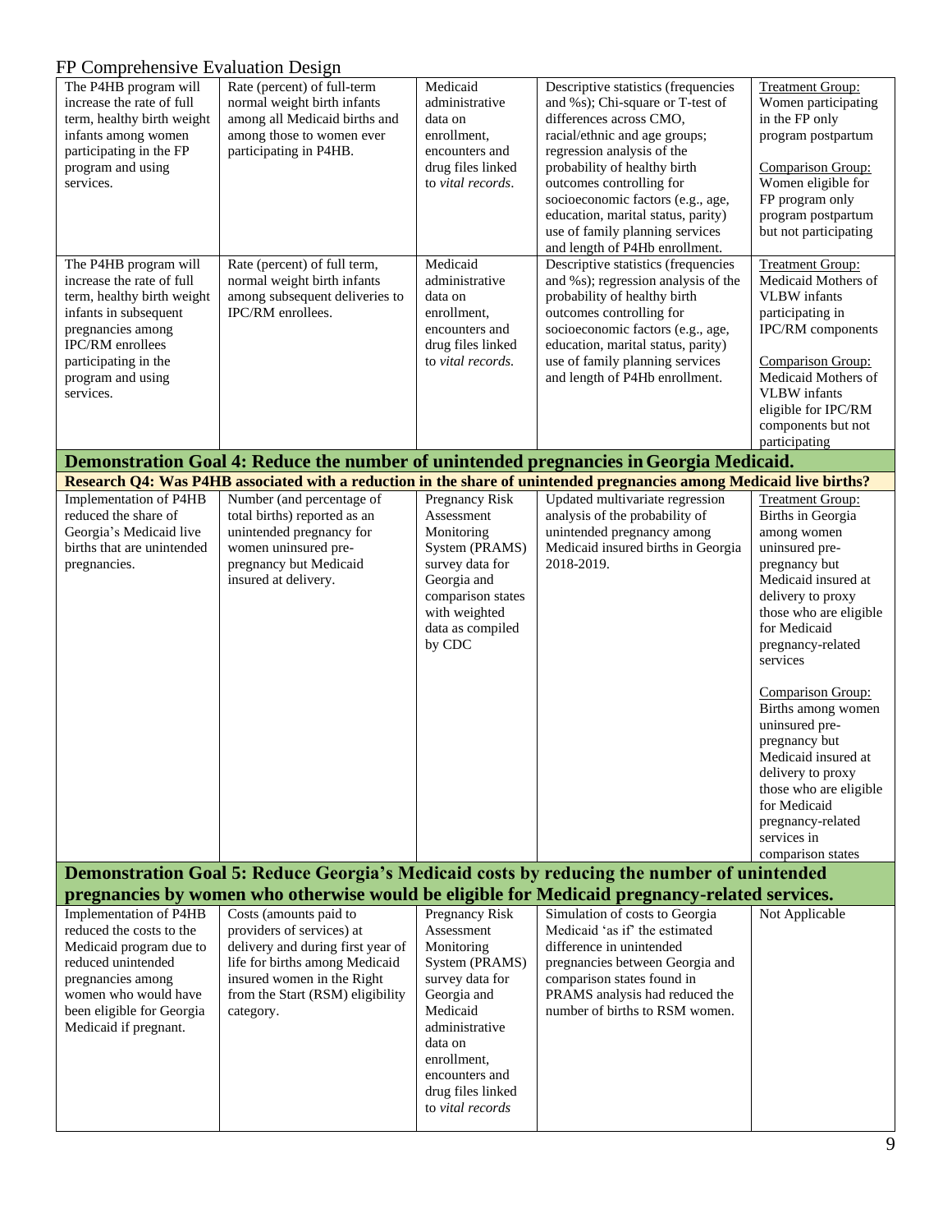FP Comprehensive Evaluation Design

| | | | | |
|---|---|---|---|---|
| The P4HB program will increase the rate of full term, healthy birth weight infants among women participating in the FP program and using services. | Rate (percent) of full-term normal weight birth infants among all Medicaid births and among those to women ever participating in P4HB. | Medicaid administrative data on enrollment, encounters and drug files linked to *vital records*. | Descriptive statistics (frequencies and %s); Chi-square or T-test of differences across CMO, racial/ethnic and age groups; regression analysis of the probability of healthy birth outcomes controlling for socioeconomic factors (e.g., age, education, marital status, parity) use of family planning services and length of P4Hb enrollment. | Treatment Group: Women participating in the FP only program postpartum<br><br>Comparison Group: Women eligible for FP program only program postpartum but not participating |
| The P4HB program will increase the rate of full term, healthy birth weight infants in subsequent pregnancies among IPC/RM enrollees participating in the program and using services. | Rate (percent) of full term, normal weight birth infants among subsequent deliveries to IPC/RM enrollees. | Medicaid administrative data on enrollment, encounters and drug files linked to *vital records*. | Descriptive statistics (frequencies and %s); regression analysis of the probability of healthy birth outcomes controlling for socioeconomic factors (e.g., age, education, marital status, parity) use of family planning services and length of P4Hb enrollment. | Treatment Group: Medicaid Mothers of VLBW infants participating in IPC/RM components<br><br>Comparison Group: Medicaid Mothers of VLBW infants eligible for IPC/RM components but not participating |
| **Demonstration Goal 4: Reduce the number of unintended pregnancies in Georgia Medicaid.** | | | | |
| **Research Q4: Was P4HB associated with a reduction in the share of unintended pregnancies among Medicaid live births?** | | | | |
| Implementation of P4HB reduced the share of Georgia's Medicaid live births that are unintended pregnancies. | Number (and percentage of total births) reported as an unintended pregnancy for women uninsured pre-pregnancy but Medicaid insured at delivery. | Pregnancy Risk Assessment Monitoring System (PRAMS) survey data for Georgia and comparison states with weighted data as compiled by CDC | Updated multivariate regression analysis of the probability of unintended pregnancy among Medicaid insured births in Georgia 2018-2019. | Treatment Group: Births in Georgia among women uninsured pre-pregnancy but Medicaid insured at delivery to proxy those who are eligible for Medicaid pregnancy-related services<br><br>Comparison Group: Births among women uninsured pre-pregnancy but Medicaid insured at delivery to proxy those who are eligible for Medicaid pregnancy-related services in comparison states |
| **Demonstration Goal 5: Reduce Georgia's Medicaid costs by reducing the number of unintended pregnancies by women who otherwise would be eligible for Medicaid pregnancy-related services.** | | | | |
| Implementation of P4HB reduced the costs to the Medicaid program due to reduced unintended pregnancies among women who would have been eligible for Georgia Medicaid if pregnant. | Costs (amounts paid to providers of services) at delivery and during first year of life for births among Medicaid insured women in the Right from the Start (RSM) eligibility category. | Pregnancy Risk Assessment Monitoring System (PRAMS) survey data for Georgia and Georgia Medicaid administrative data on enrollment, encounters and drug files linked to *vital records* | Simulation of costs to Georgia Medicaid 'as if' the estimated difference in unintended pregnancies between Georgia and comparison states found in PRAMS analysis had reduced the number of births to RSM women. | Not Applicable |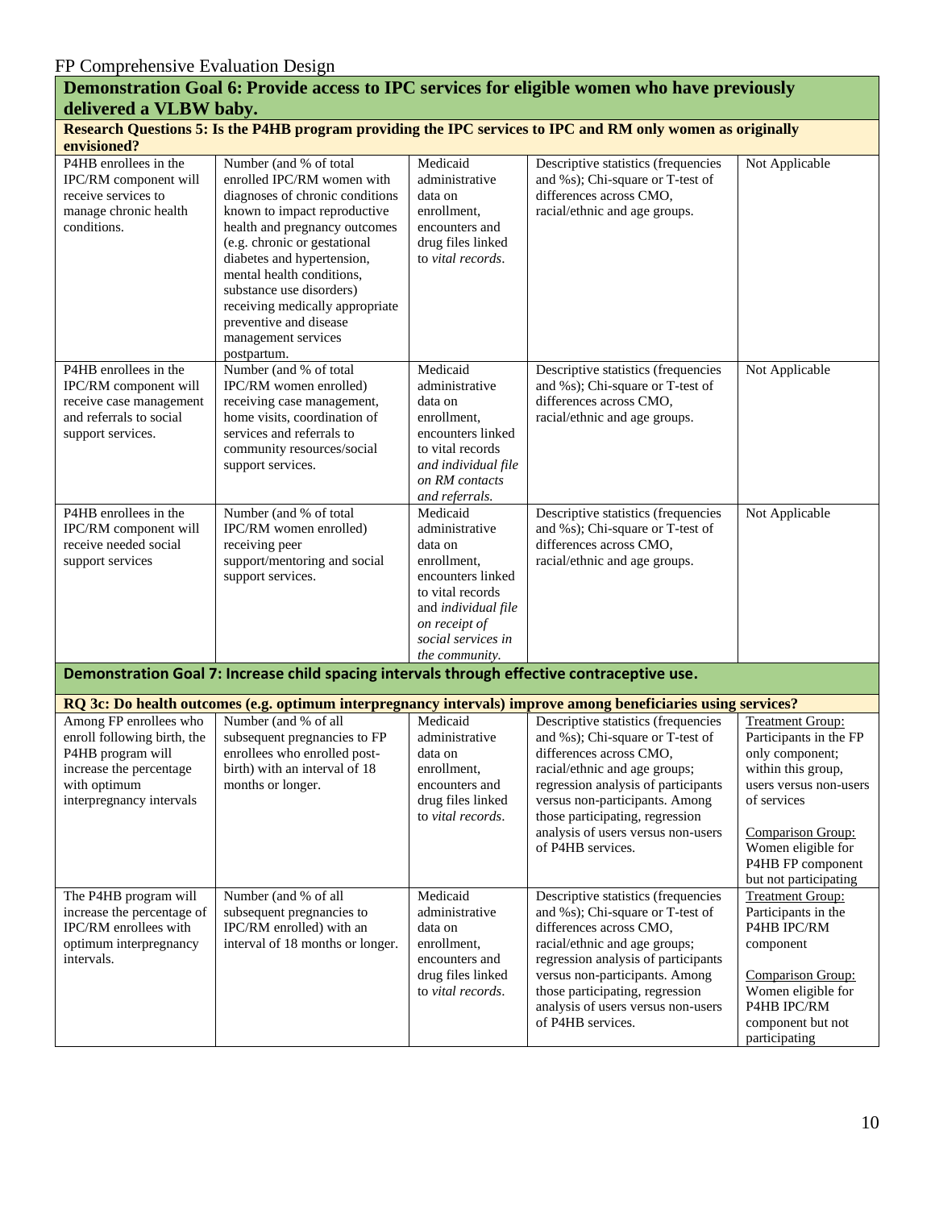FP Comprehensive Evaluation Design

| **Demonstration Goal 6: Provide access to IPC services for eligible women who have previously delivered a VLBW baby.** | | | | |
|---|---|---|---|---|
| **Research Questions 5: Is the P4HB program providing the IPC services to IPC and RM only women as originally envisioned?** | | | | |
| P4HB enrollees in the IPC/RM component will receive services to manage chronic health conditions. | Number (and % of total enrolled IPC/RM women with diagnoses of chronic conditions known to impact reproductive health and pregnancy outcomes (e.g. chronic or gestational diabetes and hypertension, mental health conditions, substance use disorders) receiving medically appropriate preventive and disease management services postpartum. | Medicaid administrative data on enrollment, encounters and drug files linked to *vital records*. | Descriptive statistics (frequencies and %s); Chi-square or T-test of differences across CMO, racial/ethnic and age groups. | Not Applicable |
| P4HB enrollees in the IPC/RM component will receive case management and referrals to social support services. | Number (and % of total IPC/RM women enrolled) receiving case management, home visits, coordination of services and referrals to community resources/social support services. | Medicaid administrative data on enrollment, encounters linked to vital records *and individual file on RM contacts and referrals.* | Descriptive statistics (frequencies and %s); Chi-square or T-test of differences across CMO, racial/ethnic and age groups. | Not Applicable |
| P4HB enrollees in the IPC/RM component will receive needed social support services | Number (and % of total IPC/RM women enrolled) receiving peer support/mentoring and social support services. | Medicaid administrative data on enrollment, encounters linked to vital records and *individual file on receipt of social services in the community.* | Descriptive statistics (frequencies and %s); Chi-square or T-test of differences across CMO, racial/ethnic and age groups. | Not Applicable |
| **Demonstration Goal 7: Increase child spacing intervals through effective contraceptive use.** | | | | |
| **RQ 3c: Do health outcomes (e.g. optimum interpregnancy intervals) improve among beneficiaries using services?** | | | | |
| Among FP enrollees who enroll following birth, the P4HB program will increase the percentage with optimum interpregnancy intervals | Number (and % of all subsequent pregnancies to FP enrollees who enrolled post-birth) with an interval of 18 months or longer. | Medicaid administrative data on enrollment, encounters and drug files linked to *vital records*. | Descriptive statistics (frequencies and %s); Chi-square or T-test of differences across CMO, racial/ethnic and age groups; regression analysis of participants versus non-participants. Among those participating, regression analysis of users versus non-users of P4HB services. | Treatment Group: Participants in the FP only component; within this group, users versus non-users of services<br><br>Comparison Group: Women eligible for P4HB FP component but not participating |
| The P4HB program will increase the percentage of IPC/RM enrollees with optimum interpregnancy intervals. | Number (and % of all subsequent pregnancies to IPC/RM enrolled) with an interval of 18 months or longer. | Medicaid administrative data on enrollment, encounters and drug files linked to *vital records*. | Descriptive statistics (frequencies and %s); Chi-square or T-test of differences across CMO, racial/ethnic and age groups; regression analysis of participants versus non-participants. Among those participating, regression analysis of users versus non-users of P4HB services. | Treatment Group: Participants in the P4HB IPC/RM component<br><br>Comparison Group: Women eligible for P4HB IPC/RM component but not participating |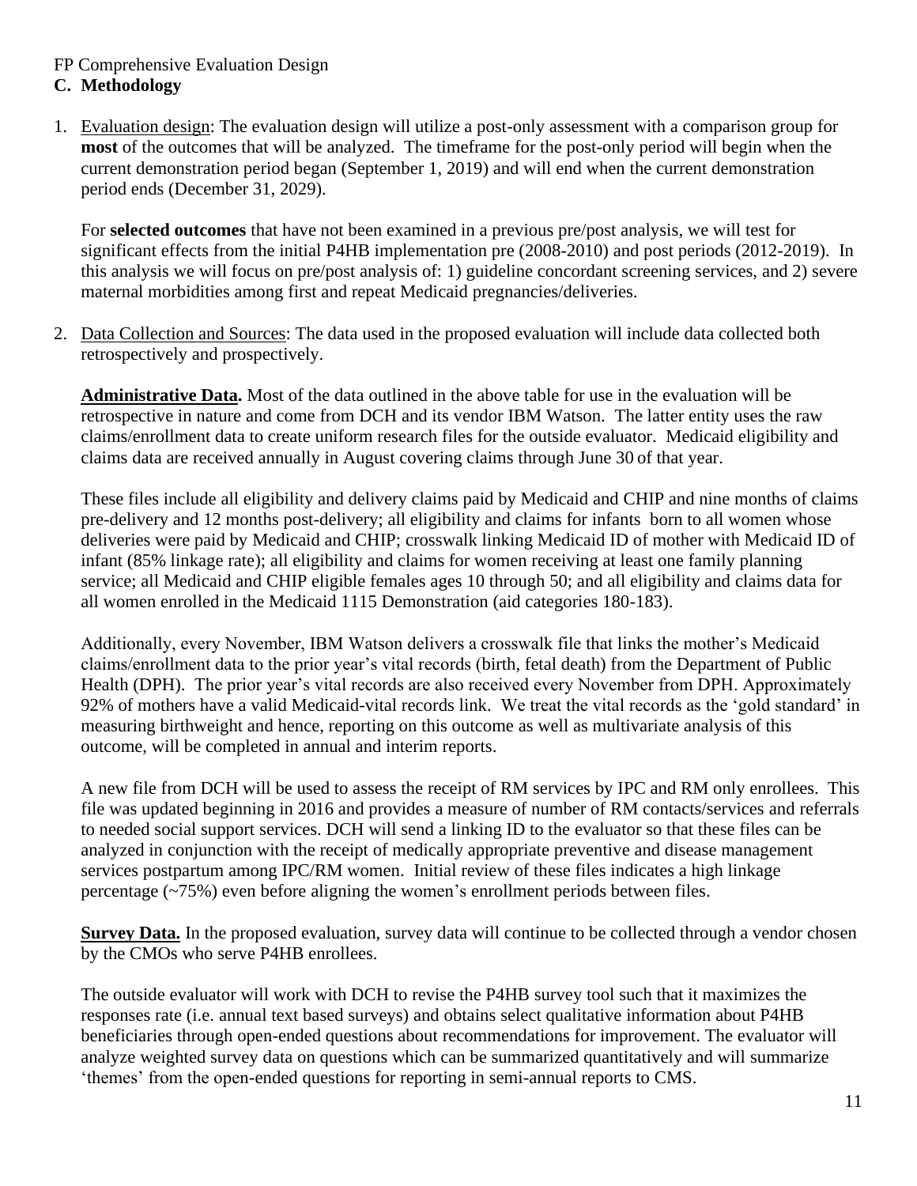FP Comprehensive Evaluation Design

## C. Methodology

1. Evaluation design: The evaluation design will utilize a post-only assessment with a comparison group for **most** of the outcomes that will be analyzed. The timeframe for the post-only period will begin when the current demonstration period began (September 1, 2019) and will end when the current demonstration period ends (December 31, 2029).

   For **selected outcomes** that have not been examined in a previous pre/post analysis, we will test for significant effects from the initial P4HB implementation pre (2008-2010) and post periods (2012-2019). In this analysis we will focus on pre/post analysis of: 1) guideline concordant screening services, and 2) severe maternal morbidities among first and repeat Medicaid pregnancies/deliveries.

2. Data Collection and Sources: The data used in the proposed evaluation will include data collected both retrospectively and prospectively.

   **Administrative Data.** Most of the data outlined in the above table for use in the evaluation will be retrospective in nature and come from DCH and its vendor IBM Watson. The latter entity uses the raw claims/enrollment data to create uniform research files for the outside evaluator. Medicaid eligibility and claims data are received annually in August covering claims through June 30 of that year.

   These files include all eligibility and delivery claims paid by Medicaid and CHIP and nine months of claims pre-delivery and 12 months post-delivery; all eligibility and claims for infants born to all women whose deliveries were paid by Medicaid and CHIP; crosswalk linking Medicaid ID of mother with Medicaid ID of infant (85% linkage rate); all eligibility and claims for women receiving at least one family planning service; all Medicaid and CHIP eligible females ages 10 through 50; and all eligibility and claims data for all women enrolled in the Medicaid 1115 Demonstration (aid categories 180-183).

   Additionally, every November, IBM Watson delivers a crosswalk file that links the mother's Medicaid claims/enrollment data to the prior year's vital records (birth, fetal death) from the Department of Public Health (DPH). The prior year's vital records are also received every November from DPH. Approximately 92% of mothers have a valid Medicaid-vital records link. We treat the vital records as the 'gold standard' in measuring birthweight and hence, reporting on this outcome as well as multivariate analysis of this outcome, will be completed in annual and interim reports.

   A new file from DCH will be used to assess the receipt of RM services by IPC and RM only enrollees. This file was updated beginning in 2016 and provides a measure of number of RM contacts/services and referrals to needed social support services. DCH will send a linking ID to the evaluator so that these files can be analyzed in conjunction with the receipt of medically appropriate preventive and disease management services postpartum among IPC/RM women. Initial review of these files indicates a high linkage percentage (~75%) even before aligning the women's enrollment periods between files.

   **Survey Data.** In the proposed evaluation, survey data will continue to be collected through a vendor chosen by the CMOs who serve P4HB enrollees.

   The outside evaluator will work with DCH to revise the P4HB survey tool such that it maximizes the responses rate (i.e. annual text based surveys) and obtains select qualitative information about P4HB beneficiaries through open-ended questions about recommendations for improvement. The evaluator will analyze weighted survey data on questions which can be summarized quantitatively and will summarize 'themes' from the open-ended questions for reporting in semi-annual reports to CMS.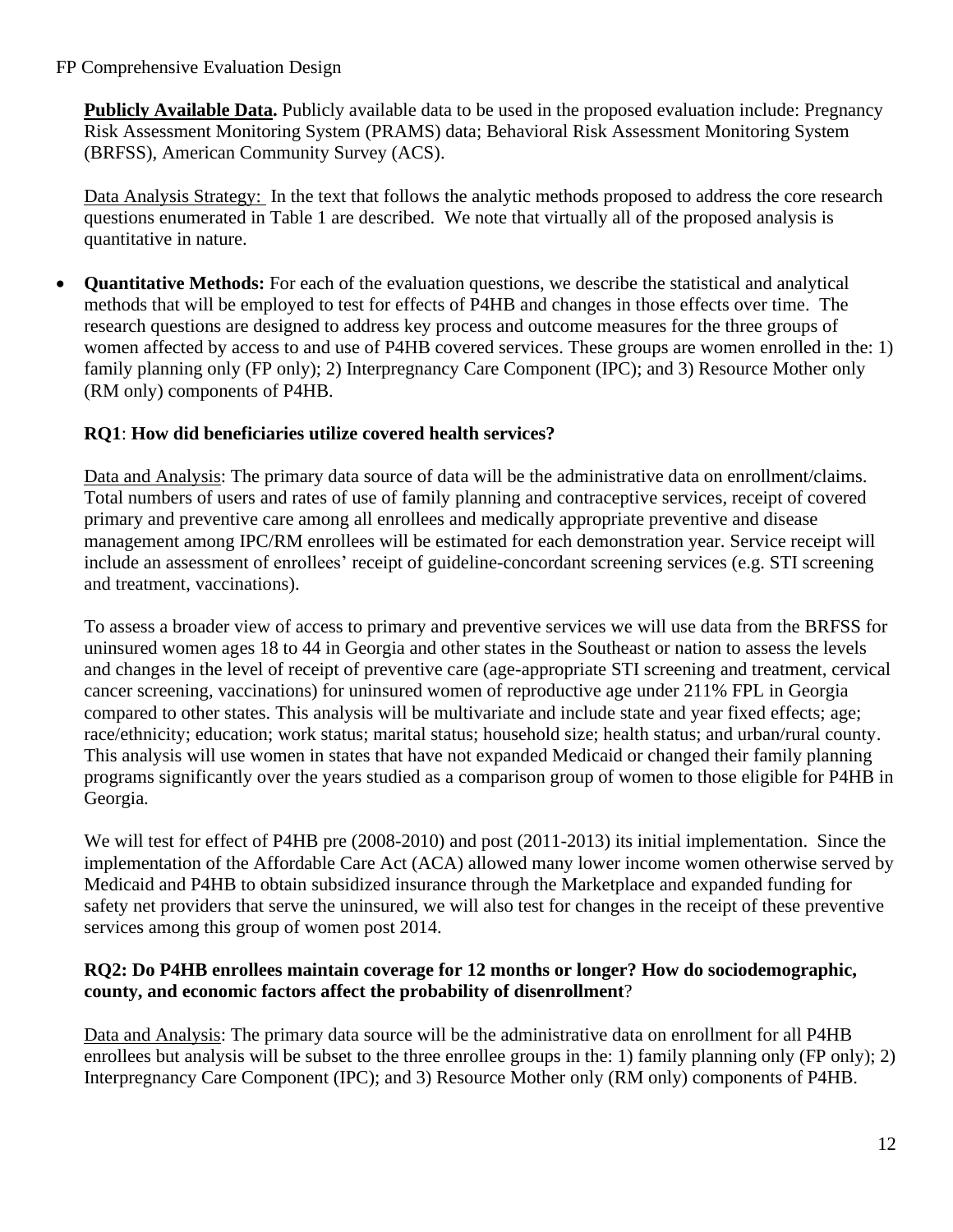**Publicly Available Data.** Publicly available data to be used in the proposed evaluation include: Pregnancy Risk Assessment Monitoring System (PRAMS) data; Behavioral Risk Assessment Monitoring System (BRFSS), American Community Survey (ACS).

Data Analysis Strategy: In the text that follows the analytic methods proposed to address the core research questions enumerated in Table 1 are described. We note that virtually all of the proposed analysis is quantitative in nature.

- **Quantitative Methods:** For each of the evaluation questions, we describe the statistical and analytical methods that will be employed to test for effects of P4HB and changes in those effects over time. The research questions are designed to address key process and outcome measures for the three groups of women affected by access to and use of P4HB covered services. These groups are women enrolled in the: 1) family planning only (FP only); 2) Interpregnancy Care Component (IPC); and 3) Resource Mother only (RM only) components of P4HB.

  **RQ1**: **How did beneficiaries utilize covered health services?**

  Data and Analysis: The primary data source of data will be the administrative data on enrollment/claims. Total numbers of users and rates of use of family planning and contraceptive services, receipt of covered primary and preventive care among all enrollees and medically appropriate preventive and disease management among IPC/RM enrollees will be estimated for each demonstration year. Service receipt will include an assessment of enrollees' receipt of guideline-concordant screening services (e.g. STI screening and treatment, vaccinations).

  To assess a broader view of access to primary and preventive services we will use data from the BRFSS for uninsured women ages 18 to 44 in Georgia and other states in the Southeast or nation to assess the levels and changes in the level of receipt of preventive care (age-appropriate STI screening and treatment, cervical cancer screening, vaccinations) for uninsured women of reproductive age under 211% FPL in Georgia compared to other states. This analysis will be multivariate and include state and year fixed effects; age; race/ethnicity; education; work status; marital status; household size; health status; and urban/rural county. This analysis will use women in states that have not expanded Medicaid or changed their family planning programs significantly over the years studied as a comparison group of women to those eligible for P4HB in Georgia.

  We will test for effect of P4HB pre (2008-2010) and post (2011-2013) its initial implementation. Since the implementation of the Affordable Care Act (ACA) allowed many lower income women otherwise served by Medicaid and P4HB to obtain subsidized insurance through the Marketplace and expanded funding for safety net providers that serve the uninsured, we will also test for changes in the receipt of these preventive services among this group of women post 2014.

  **RQ2: Do P4HB enrollees maintain coverage for 12 months or longer? How do sociodemographic, county, and economic factors affect the probability of disenrollment**?

  Data and Analysis: The primary data source will be the administrative data on enrollment for all P4HB enrollees but analysis will be subset to the three enrollee groups in the: 1) family planning only (FP only); 2) Interpregnancy Care Component (IPC); and 3) Resource Mother only (RM only) components of P4HB.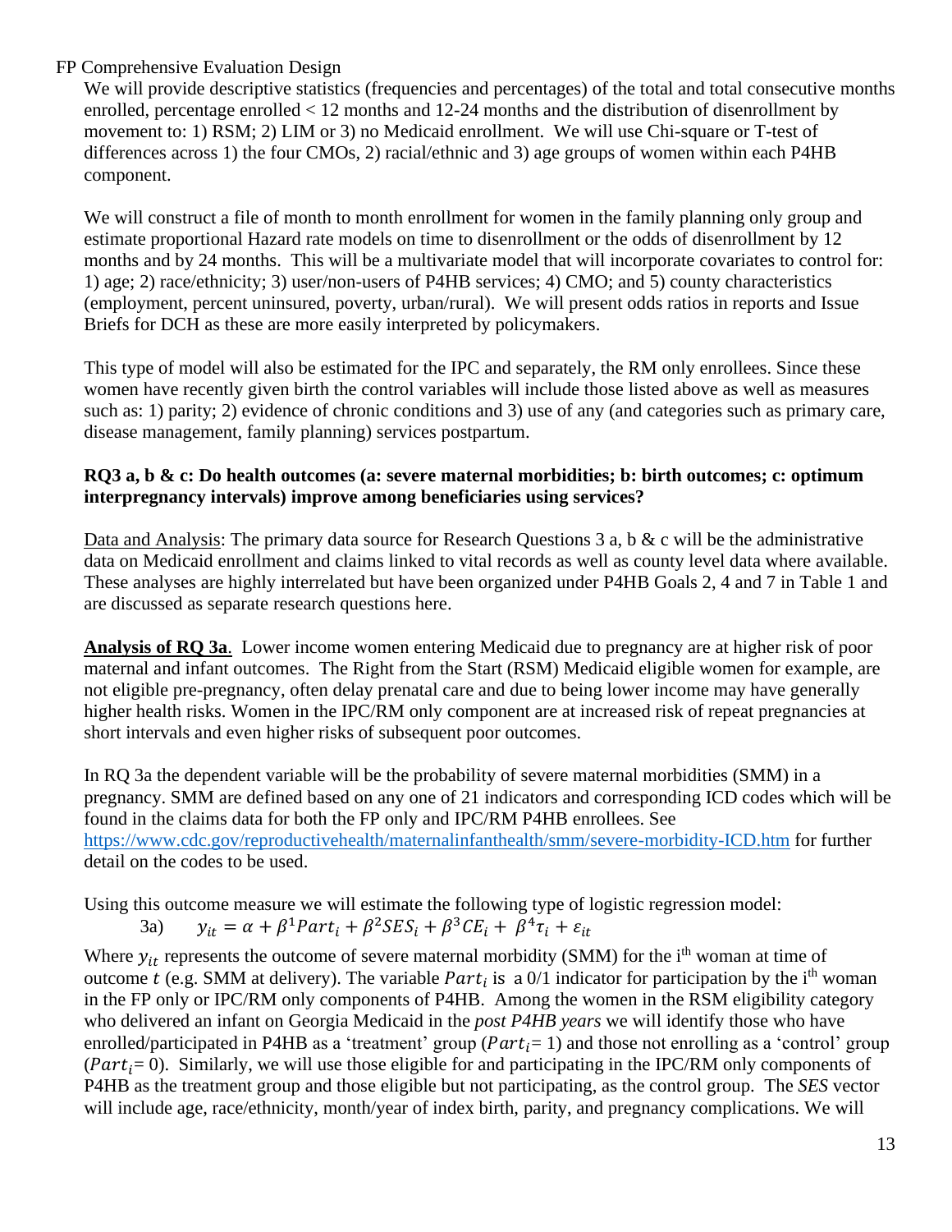We will provide descriptive statistics (frequencies and percentages) of the total and total consecutive months enrolled, percentage enrolled < 12 months and 12-24 months and the distribution of disenrollment by movement to: 1) RSM; 2) LIM or 3) no Medicaid enrollment. We will use Chi-square or T-test of differences across 1) the four CMOs, 2) racial/ethnic and 3) age groups of women within each P4HB component.

We will construct a file of month to month enrollment for women in the family planning only group and estimate proportional Hazard rate models on time to disenrollment or the odds of disenrollment by 12 months and by 24 months. This will be a multivariate model that will incorporate covariates to control for: 1) age; 2) race/ethnicity; 3) user/non-users of P4HB services; 4) CMO; and 5) county characteristics (employment, percent uninsured, poverty, urban/rural). We will present odds ratios in reports and Issue Briefs for DCH as these are more easily interpreted by policymakers.

This type of model will also be estimated for the IPC and separately, the RM only enrollees. Since these women have recently given birth the control variables will include those listed above as well as measures such as: 1) parity; 2) evidence of chronic conditions and 3) use of any (and categories such as primary care, disease management, family planning) services postpartum.

**RQ3 a, b & c: Do health outcomes (a: severe maternal morbidities; b: birth outcomes; c: optimum interpregnancy intervals) improve among beneficiaries using services?**

Data and Analysis: The primary data source for Research Questions 3 a, b & c will be the administrative data on Medicaid enrollment and claims linked to vital records as well as county level data where available. These analyses are highly interrelated but have been organized under P4HB Goals 2, 4 and 7 in Table 1 and are discussed as separate research questions here.

**Analysis of RQ 3a**. Lower income women entering Medicaid due to pregnancy are at higher risk of poor maternal and infant outcomes. The Right from the Start (RSM) Medicaid eligible women for example, are not eligible pre-pregnancy, often delay prenatal care and due to being lower income may have generally higher health risks. Women in the IPC/RM only component are at increased risk of repeat pregnancies at short intervals and even higher risks of subsequent poor outcomes.

In RQ 3a the dependent variable will be the probability of severe maternal morbidities (SMM) in a pregnancy. SMM are defined based on any one of 21 indicators and corresponding ICD codes which will be found in the claims data for both the FP only and IPC/RM P4HB enrollees. See https://www.cdc.gov/reproductivehealth/maternalinfanthealth/smm/severe-morbidity-ICD.htm for further detail on the codes to be used.

Using this outcome measure we will estimate the following type of logistic regression model:

3a) $$y_{it} = \alpha + \beta^1 Part_i + \beta^2 SES_i + \beta^3 CE_i + \beta^4 \tau_i + \varepsilon_{it}$$

Where $y_{it}$ represents the outcome of severe maternal morbidity (SMM) for the i[th] woman at time of outcome $t$ (e.g. SMM at delivery). The variable $Part_i$ is a 0/1 indicator for participation by the i[th] woman in the FP only or IPC/RM only components of P4HB. Among the women in the RSM eligibility category who delivered an infant on Georgia Medicaid in the *post P4HB years* we will identify those who have enrolled/participated in P4HB as a 'treatment' group ($Part_i$= 1) and those not enrolling as a 'control' group ($Part_i$= 0). Similarly, we will use those eligible for and participating in the IPC/RM only components of P4HB as the treatment group and those eligible but not participating, as the control group. The *SES* vector will include age, race/ethnicity, month/year of index birth, parity, and pregnancy complications. We will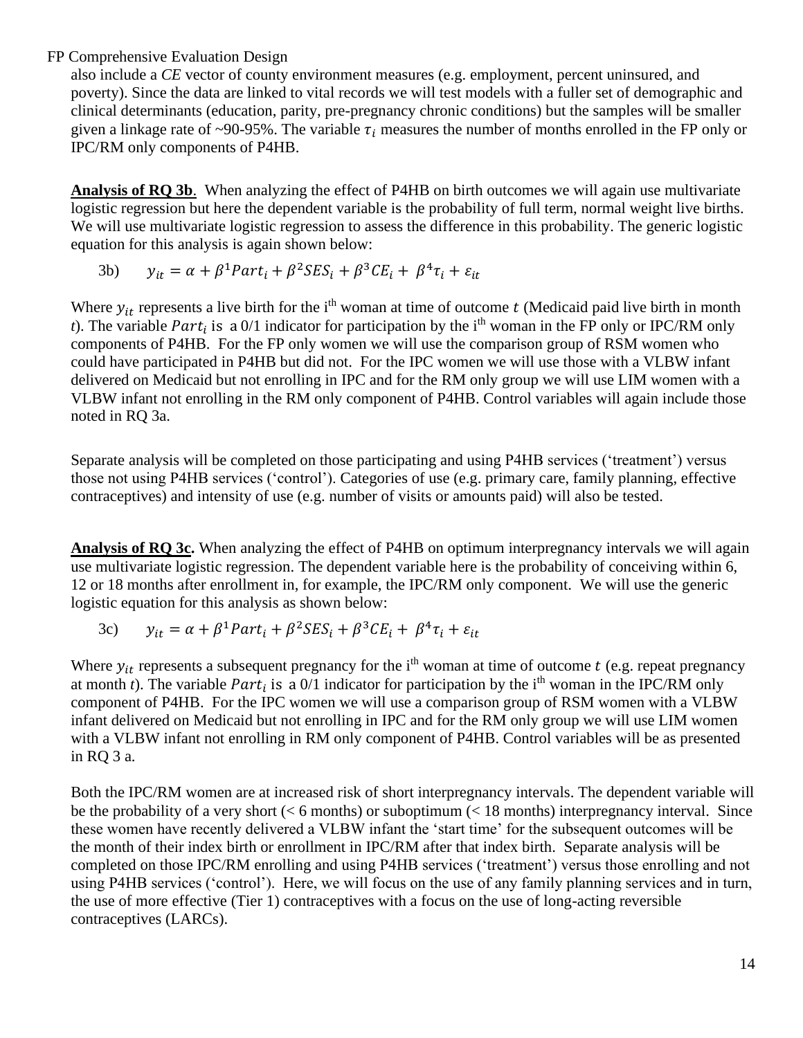also include a *CE* vector of county environment measures (e.g. employment, percent uninsured, and poverty). Since the data are linked to vital records we will test models with a fuller set of demographic and clinical determinants (education, parity, pre-pregnancy chronic conditions) but the samples will be smaller given a linkage rate of ~90-95%. The variable $\tau_i$ measures the number of months enrolled in the FP only or IPC/RM only components of P4HB.

**Analysis of RQ 3b**. When analyzing the effect of P4HB on birth outcomes we will again use multivariate logistic regression but here the dependent variable is the probability of full term, normal weight live births. We will use multivariate logistic regression to assess the difference in this probability. The generic logistic equation for this analysis is again shown below:

3b) $$y_{it} = \alpha + \beta^1 Part_i + \beta^2 SES_i + \beta^3 CE_i + \beta^4 \tau_i + \varepsilon_{it}$$

Where $y_{it}$ represents a live birth for the i[th] woman at time of outcome $t$ (Medicaid paid live birth in month *t*). The variable $Part_i$ is a 0/1 indicator for participation by the i[th] woman in the FP only or IPC/RM only components of P4HB. For the FP only women we will use the comparison group of RSM women who could have participated in P4HB but did not. For the IPC women we will use those with a VLBW infant delivered on Medicaid but not enrolling in IPC and for the RM only group we will use LIM women with a VLBW infant not enrolling in the RM only component of P4HB. Control variables will again include those noted in RQ 3a.

Separate analysis will be completed on those participating and using P4HB services ('treatment') versus those not using P4HB services ('control'). Categories of use (e.g. primary care, family planning, effective contraceptives) and intensity of use (e.g. number of visits or amounts paid) will also be tested.

**Analysis of RQ 3c.** When analyzing the effect of P4HB on optimum interpregnancy intervals we will again use multivariate logistic regression. The dependent variable here is the probability of conceiving within 6, 12 or 18 months after enrollment in, for example, the IPC/RM only component. We will use the generic logistic equation for this analysis as shown below:

3c) $$y_{it} = \alpha + \beta^1 Part_i + \beta^2 SES_i + \beta^3 CE_i + \beta^4 \tau_i + \varepsilon_{it}$$

Where $y_{it}$ represents a subsequent pregnancy for the i[th] woman at time of outcome $t$ (e.g. repeat pregnancy at month *t*). The variable $Part_i$ is a 0/1 indicator for participation by the i[th] woman in the IPC/RM only component of P4HB. For the IPC women we will use a comparison group of RSM women with a VLBW infant delivered on Medicaid but not enrolling in IPC and for the RM only group we will use LIM women with a VLBW infant not enrolling in RM only component of P4HB. Control variables will be as presented in RQ 3 a.

Both the IPC/RM women are at increased risk of short interpregnancy intervals. The dependent variable will be the probability of a very short (< 6 months) or suboptimum (< 18 months) interpregnancy interval. Since these women have recently delivered a VLBW infant the 'start time' for the subsequent outcomes will be the month of their index birth or enrollment in IPC/RM after that index birth. Separate analysis will be completed on those IPC/RM enrolling and using P4HB services ('treatment') versus those enrolling and not using P4HB services ('control'). Here, we will focus on the use of any family planning services and in turn, the use of more effective (Tier 1) contraceptives with a focus on the use of long-acting reversible contraceptives (LARCs).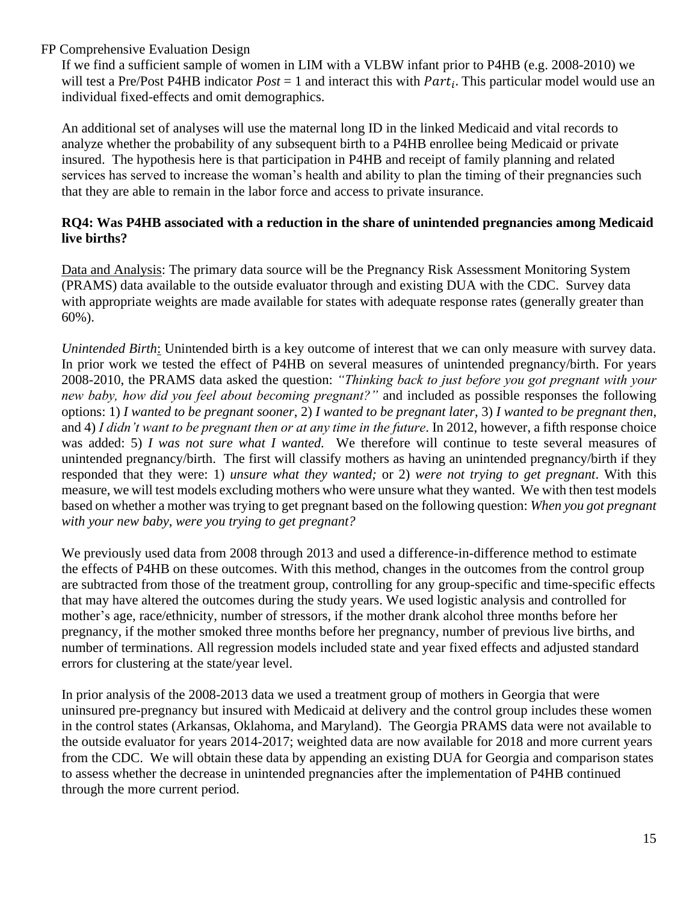If we find a sufficient sample of women in LIM with a VLBW infant prior to P4HB (e.g. 2008-2010) we will test a Pre/Post P4HB indicator *Post* = 1 and interact this with $Part_i$. This particular model would use an individual fixed-effects and omit demographics.

An additional set of analyses will use the maternal long ID in the linked Medicaid and vital records to analyze whether the probability of any subsequent birth to a P4HB enrollee being Medicaid or private insured. The hypothesis here is that participation in P4HB and receipt of family planning and related services has served to increase the woman's health and ability to plan the timing of their pregnancies such that they are able to remain in the labor force and access to private insurance.

**RQ4: Was P4HB associated with a reduction in the share of unintended pregnancies among Medicaid live births?**

Data and Analysis: The primary data source will be the Pregnancy Risk Assessment Monitoring System (PRAMS) data available to the outside evaluator through and existing DUA with the CDC. Survey data with appropriate weights are made available for states with adequate response rates (generally greater than 60%).

*Unintended Birth*: Unintended birth is a key outcome of interest that we can only measure with survey data. In prior work we tested the effect of P4HB on several measures of unintended pregnancy/birth. For years 2008-2010, the PRAMS data asked the question: *"Thinking back to just before you got pregnant with your new baby, how did you feel about becoming pregnant?"* and included as possible responses the following options: 1) *I wanted to be pregnant sooner*, 2) *I wanted to be pregnant later*, 3) *I wanted to be pregnant then*, and 4) *I didn't want to be pregnant then or at any time in the future*. In 2012, however, a fifth response choice was added: 5) *I was not sure what I wanted.* We therefore will continue to teste several measures of unintended pregnancy/birth. The first will classify mothers as having an unintended pregnancy/birth if they responded that they were: 1) *unsure what they wanted;* or 2) *were not trying to get pregnant*. With this measure, we will test models excluding mothers who were unsure what they wanted. We with then test models based on whether a mother was trying to get pregnant based on the following question: *When you got pregnant with your new baby, were you trying to get pregnant?*

We previously used data from 2008 through 2013 and used a difference-in-difference method to estimate the effects of P4HB on these outcomes. With this method, changes in the outcomes from the control group are subtracted from those of the treatment group, controlling for any group-specific and time-specific effects that may have altered the outcomes during the study years. We used logistic analysis and controlled for mother's age, race/ethnicity, number of stressors, if the mother drank alcohol three months before her pregnancy, if the mother smoked three months before her pregnancy, number of previous live births, and number of terminations. All regression models included state and year fixed effects and adjusted standard errors for clustering at the state/year level.

In prior analysis of the 2008-2013 data we used a treatment group of mothers in Georgia that were uninsured pre-pregnancy but insured with Medicaid at delivery and the control group includes these women in the control states (Arkansas, Oklahoma, and Maryland). The Georgia PRAMS data were not available to the outside evaluator for years 2014-2017; weighted data are now available for 2018 and more current years from the CDC. We will obtain these data by appending an existing DUA for Georgia and comparison states to assess whether the decrease in unintended pregnancies after the implementation of P4HB continued through the more current period.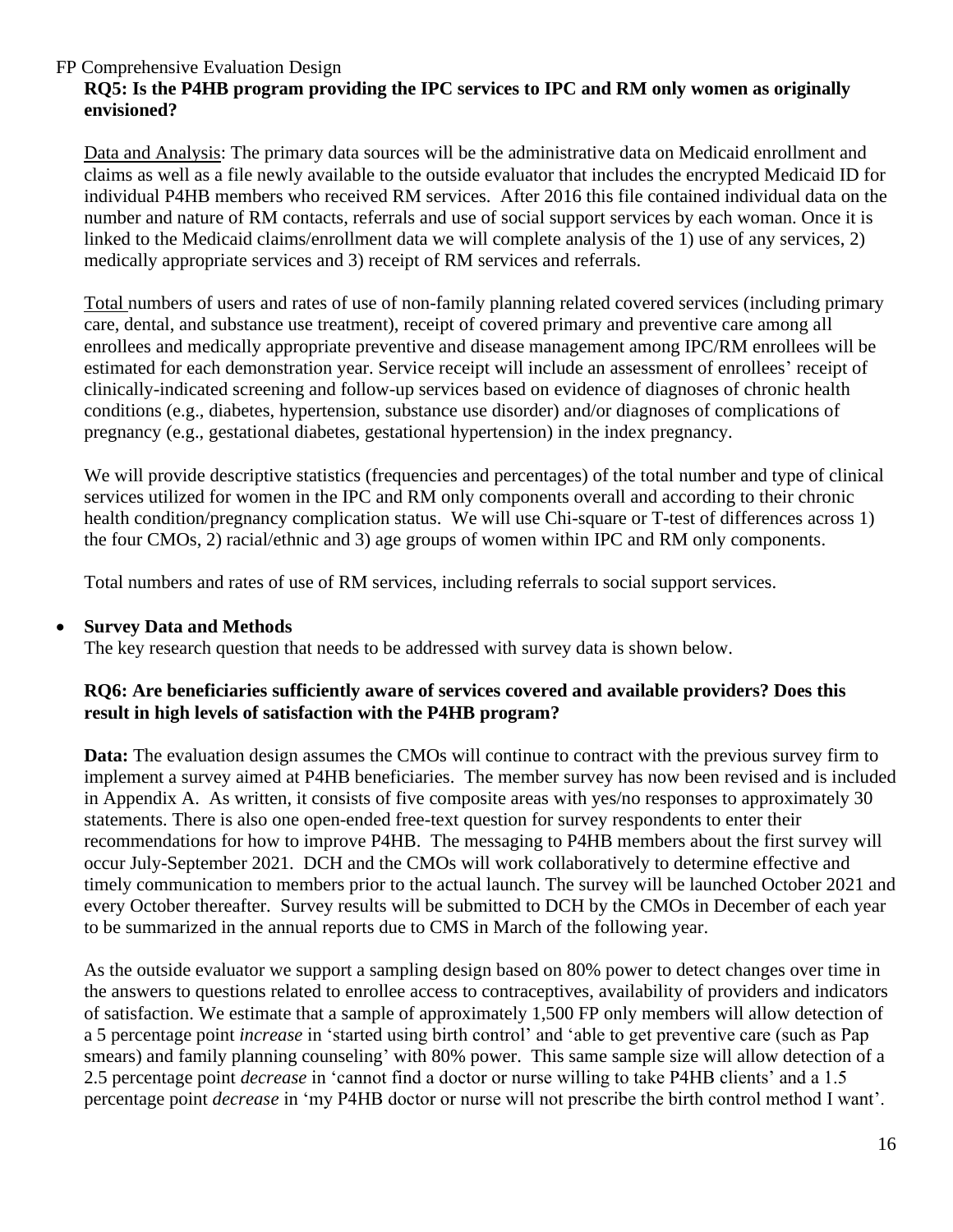**RQ5: Is the P4HB program providing the IPC services to IPC and RM only women as originally envisioned?**

Data and Analysis: The primary data sources will be the administrative data on Medicaid enrollment and claims as well as a file newly available to the outside evaluator that includes the encrypted Medicaid ID for individual P4HB members who received RM services. After 2016 this file contained individual data on the number and nature of RM contacts, referrals and use of social support services by each woman. Once it is linked to the Medicaid claims/enrollment data we will complete analysis of the 1) use of any services, 2) medically appropriate services and 3) receipt of RM services and referrals.

Total numbers of users and rates of use of non-family planning related covered services (including primary care, dental, and substance use treatment), receipt of covered primary and preventive care among all enrollees and medically appropriate preventive and disease management among IPC/RM enrollees will be estimated for each demonstration year. Service receipt will include an assessment of enrollees' receipt of clinically-indicated screening and follow-up services based on evidence of diagnoses of chronic health conditions (e.g., diabetes, hypertension, substance use disorder) and/or diagnoses of complications of pregnancy (e.g., gestational diabetes, gestational hypertension) in the index pregnancy.

We will provide descriptive statistics (frequencies and percentages) of the total number and type of clinical services utilized for women in the IPC and RM only components overall and according to their chronic health condition/pregnancy complication status. We will use Chi-square or T-test of differences across 1) the four CMOs, 2) racial/ethnic and 3) age groups of women within IPC and RM only components.

Total numbers and rates of use of RM services, including referrals to social support services.

- **Survey Data and Methods**

  The key research question that needs to be addressed with survey data is shown below.

**RQ6: Are beneficiaries sufficiently aware of services covered and available providers? Does this result in high levels of satisfaction with the P4HB program?**

**Data:** The evaluation design assumes the CMOs will continue to contract with the previous survey firm to implement a survey aimed at P4HB beneficiaries. The member survey has now been revised and is included in Appendix A. As written, it consists of five composite areas with yes/no responses to approximately 30 statements. There is also one open-ended free-text question for survey respondents to enter their recommendations for how to improve P4HB. The messaging to P4HB members about the first survey will occur July-September 2021. DCH and the CMOs will work collaboratively to determine effective and timely communication to members prior to the actual launch. The survey will be launched October 2021 and every October thereafter. Survey results will be submitted to DCH by the CMOs in December of each year to be summarized in the annual reports due to CMS in March of the following year.

As the outside evaluator we support a sampling design based on 80% power to detect changes over time in the answers to questions related to enrollee access to contraceptives, availability of providers and indicators of satisfaction. We estimate that a sample of approximately 1,500 FP only members will allow detection of a 5 percentage point *increase* in 'started using birth control' and 'able to get preventive care (such as Pap smears) and family planning counseling' with 80% power. This same sample size will allow detection of a 2.5 percentage point *decrease* in 'cannot find a doctor or nurse willing to take P4HB clients' and a 1.5 percentage point *decrease* in 'my P4HB doctor or nurse will not prescribe the birth control method I want'.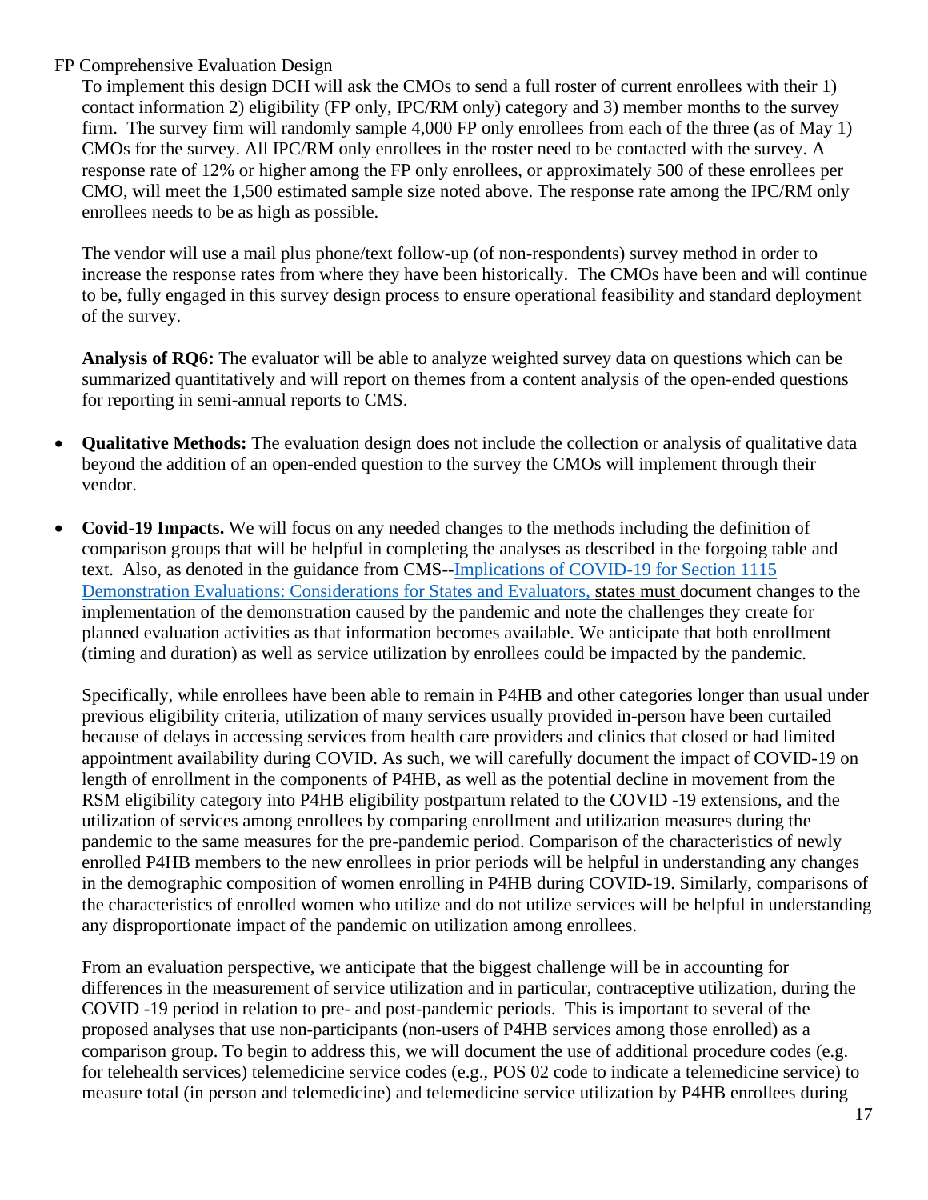FP Comprehensive Evaluation Design

To implement this design DCH will ask the CMOs to send a full roster of current enrollees with their 1) contact information 2) eligibility (FP only, IPC/RM only) category and 3) member months to the survey firm. The survey firm will randomly sample 4,000 FP only enrollees from each of the three (as of May 1) CMOs for the survey. All IPC/RM only enrollees in the roster need to be contacted with the survey. A response rate of 12% or higher among the FP only enrollees, or approximately 500 of these enrollees per CMO, will meet the 1,500 estimated sample size noted above. The response rate among the IPC/RM only enrollees needs to be as high as possible.

The vendor will use a mail plus phone/text follow-up (of non-respondents) survey method in order to increase the response rates from where they have been historically. The CMOs have been and will continue to be, fully engaged in this survey design process to ensure operational feasibility and standard deployment of the survey.

**Analysis of RQ6:** The evaluator will be able to analyze weighted survey data on questions which can be summarized quantitatively and will report on themes from a content analysis of the open-ended questions for reporting in semi-annual reports to CMS.

- **Qualitative Methods:** The evaluation design does not include the collection or analysis of qualitative data beyond the addition of an open-ended question to the survey the CMOs will implement through their vendor.

- **Covid-19 Impacts.** We will focus on any needed changes to the methods including the definition of comparison groups that will be helpful in completing the analyses as described in the forgoing table and text. Also, as denoted in the guidance from CMS--Implications of COVID-19 for Section 1115 Demonstration Evaluations: Considerations for States and Evaluators, states must document changes to the implementation of the demonstration caused by the pandemic and note the challenges they create for planned evaluation activities as that information becomes available. We anticipate that both enrollment (timing and duration) as well as service utilization by enrollees could be impacted by the pandemic.

  Specifically, while enrollees have been able to remain in P4HB and other categories longer than usual under previous eligibility criteria, utilization of many services usually provided in-person have been curtailed because of delays in accessing services from health care providers and clinics that closed or had limited appointment availability during COVID. As such, we will carefully document the impact of COVID-19 on length of enrollment in the components of P4HB, as well as the potential decline in movement from the RSM eligibility category into P4HB eligibility postpartum related to the COVID -19 extensions, and the utilization of services among enrollees by comparing enrollment and utilization measures during the pandemic to the same measures for the pre-pandemic period. Comparison of the characteristics of newly enrolled P4HB members to the new enrollees in prior periods will be helpful in understanding any changes in the demographic composition of women enrolling in P4HB during COVID-19. Similarly, comparisons of the characteristics of enrolled women who utilize and do not utilize services will be helpful in understanding any disproportionate impact of the pandemic on utilization among enrollees.

  From an evaluation perspective, we anticipate that the biggest challenge will be in accounting for differences in the measurement of service utilization and in particular, contraceptive utilization, during the COVID -19 period in relation to pre- and post-pandemic periods. This is important to several of the proposed analyses that use non-participants (non-users of P4HB services among those enrolled) as a comparison group. To begin to address this, we will document the use of additional procedure codes (e.g. for telehealth services) telemedicine service codes (e.g., POS 02 code to indicate a telemedicine service) to measure total (in person and telemedicine) and telemedicine service utilization by P4HB enrollees during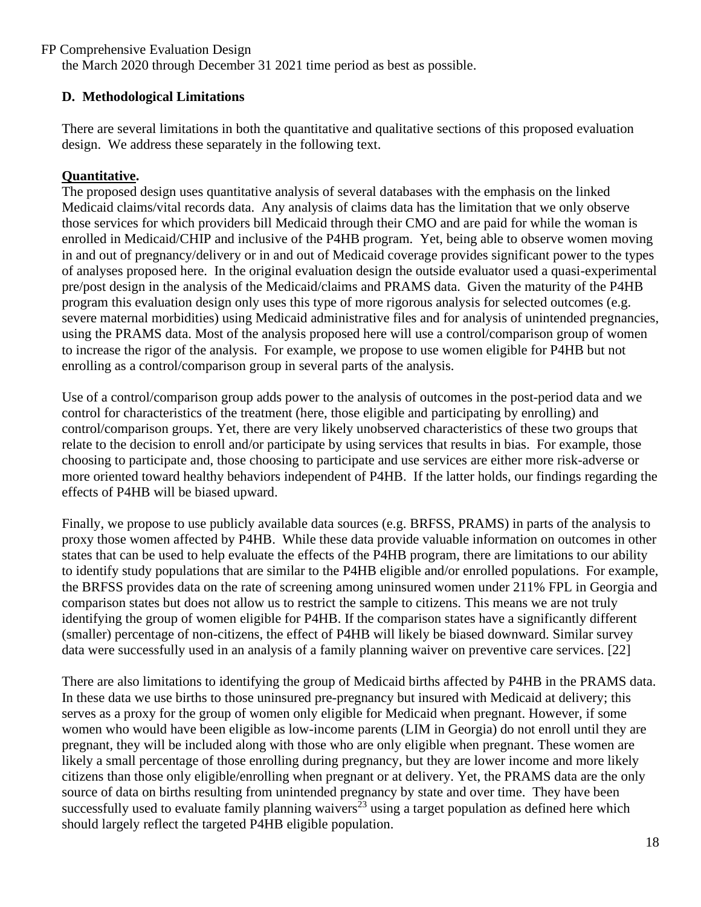the March 2020 through December 31 2021 time period as best as possible.

## D. Methodological Limitations

There are several limitations in both the quantitative and qualitative sections of this proposed evaluation design. We address these separately in the following text.

**Quantitative.**

The proposed design uses quantitative analysis of several databases with the emphasis on the linked Medicaid claims/vital records data. Any analysis of claims data has the limitation that we only observe those services for which providers bill Medicaid through their CMO and are paid for while the woman is enrolled in Medicaid/CHIP and inclusive of the P4HB program. Yet, being able to observe women moving in and out of pregnancy/delivery or in and out of Medicaid coverage provides significant power to the types of analyses proposed here. In the original evaluation design the outside evaluator used a quasi-experimental pre/post design in the analysis of the Medicaid/claims and PRAMS data. Given the maturity of the P4HB program this evaluation design only uses this type of more rigorous analysis for selected outcomes (e.g. severe maternal morbidities) using Medicaid administrative files and for analysis of unintended pregnancies, using the PRAMS data. Most of the analysis proposed here will use a control/comparison group of women to increase the rigor of the analysis. For example, we propose to use women eligible for P4HB but not enrolling as a control/comparison group in several parts of the analysis.

Use of a control/comparison group adds power to the analysis of outcomes in the post-period data and we control for characteristics of the treatment (here, those eligible and participating by enrolling) and control/comparison groups. Yet, there are very likely unobserved characteristics of these two groups that relate to the decision to enroll and/or participate by using services that results in bias. For example, those choosing to participate and, those choosing to participate and use services are either more risk-adverse or more oriented toward healthy behaviors independent of P4HB. If the latter holds, our findings regarding the effects of P4HB will be biased upward.

Finally, we propose to use publicly available data sources (e.g. BRFSS, PRAMS) in parts of the analysis to proxy those women affected by P4HB. While these data provide valuable information on outcomes in other states that can be used to help evaluate the effects of the P4HB program, there are limitations to our ability to identify study populations that are similar to the P4HB eligible and/or enrolled populations. For example, the BRFSS provides data on the rate of screening among uninsured women under 211% FPL in Georgia and comparison states but does not allow us to restrict the sample to citizens. This means we are not truly identifying the group of women eligible for P4HB. If the comparison states have a significantly different (smaller) percentage of non-citizens, the effect of P4HB will likely be biased downward. Similar survey data were successfully used in an analysis of a family planning waiver on preventive care services. [22]

There are also limitations to identifying the group of Medicaid births affected by P4HB in the PRAMS data. In these data we use births to those uninsured pre-pregnancy but insured with Medicaid at delivery; this serves as a proxy for the group of women only eligible for Medicaid when pregnant. However, if some women who would have been eligible as low-income parents (LIM in Georgia) do not enroll until they are pregnant, they will be included along with those who are only eligible when pregnant. These women are likely a small percentage of those enrolling during pregnancy, but they are lower income and more likely citizens than those only eligible/enrolling when pregnant or at delivery. Yet, the PRAMS data are the only source of data on births resulting from unintended pregnancy by state and over time. They have been successfully used to evaluate family planning waivers[23] using a target population as defined here which should largely reflect the targeted P4HB eligible population.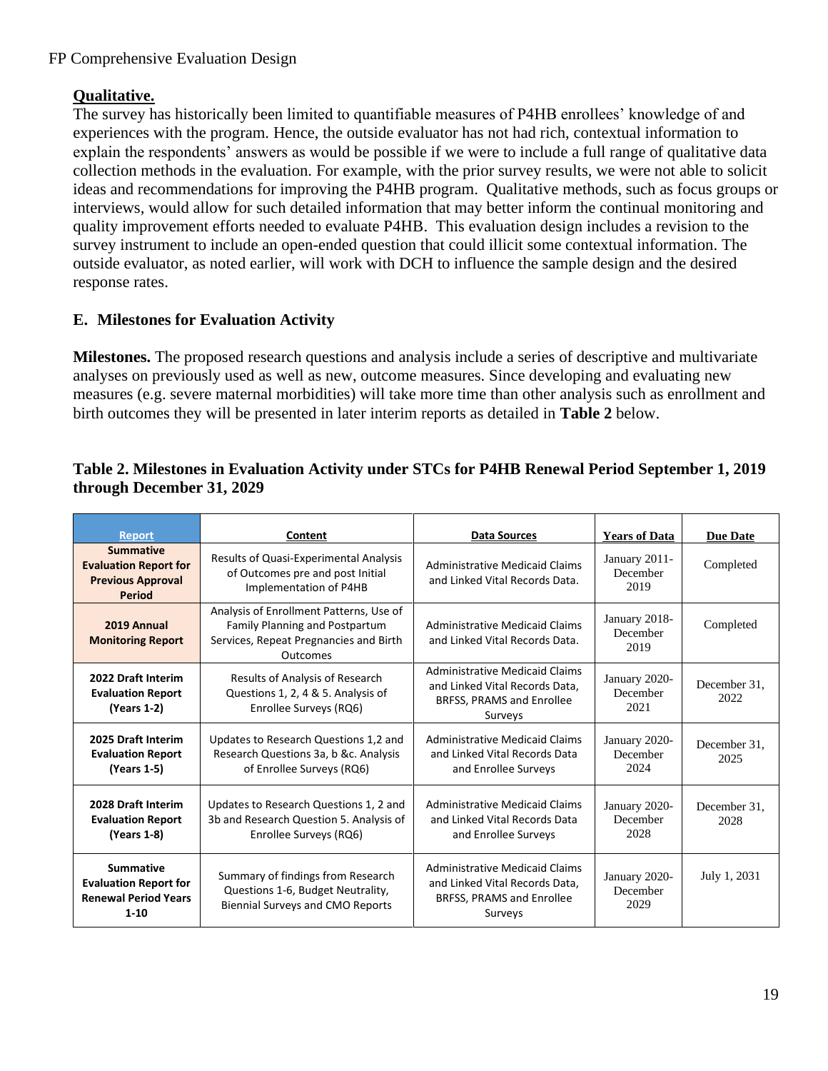**Qualitative.**

The survey has historically been limited to quantifiable measures of P4HB enrollees' knowledge of and experiences with the program. Hence, the outside evaluator has not had rich, contextual information to explain the respondents' answers as would be possible if we were to include a full range of qualitative data collection methods in the evaluation. For example, with the prior survey results, we were not able to solicit ideas and recommendations for improving the P4HB program. Qualitative methods, such as focus groups or interviews, would allow for such detailed information that may better inform the continual monitoring and quality improvement efforts needed to evaluate P4HB. This evaluation design includes a revision to the survey instrument to include an open-ended question that could illicit some contextual information. The outside evaluator, as noted earlier, will work with DCH to influence the sample design and the desired response rates.

## E. Milestones for Evaluation Activity

**Milestones.** The proposed research questions and analysis include a series of descriptive and multivariate analyses on previously used as well as new, outcome measures. Since developing and evaluating new measures (e.g. severe maternal morbidities) will take more time than other analysis such as enrollment and birth outcomes they will be presented in later interim reports as detailed in **Table 2** below.

**Table 2. Milestones in Evaluation Activity under STCs for P4HB Renewal Period September 1, 2019 through December 31, 2029**

| Report | Content | Data Sources | Years of Data | Due Date |
|---|---|---|---|---|
| **Summative Evaluation Report for Previous Approval Period** | Results of Quasi-Experimental Analysis of Outcomes pre and post Initial Implementation of P4HB | Administrative Medicaid Claims and Linked Vital Records Data. | January 2011-December 2019 | Completed |
| **2019 Annual Monitoring Report** | Analysis of Enrollment Patterns, Use of Family Planning and Postpartum Services, Repeat Pregnancies and Birth Outcomes | Administrative Medicaid Claims and Linked Vital Records Data. | January 2018-December 2019 | Completed |
| **2022 Draft Interim Evaluation Report (Years 1-2)** | Results of Analysis of Research Questions 1, 2, 4 & 5. Analysis of Enrollee Surveys (RQ6) | Administrative Medicaid Claims and Linked Vital Records Data, BRFSS, PRAMS and Enrollee Surveys | January 2020-December 2021 | December 31, 2022 |
| **2025 Draft Interim Evaluation Report (Years 1-5)** | Updates to Research Questions 1,2 and Research Questions 3a, b &c. Analysis of Enrollee Surveys (RQ6) | Administrative Medicaid Claims and Linked Vital Records Data and Enrollee Surveys | January 2020-December 2024 | December 31, 2025 |
| **2028 Draft Interim Evaluation Report (Years 1-8)** | Updates to Research Questions 1, 2 and 3b and Research Question 5. Analysis of Enrollee Surveys (RQ6) | Administrative Medicaid Claims and Linked Vital Records Data and Enrollee Surveys | January 2020-December 2028 | December 31, 2028 |
| **Summative Evaluation Report for Renewal Period Years 1-10** | Summary of findings from Research Questions 1-6, Budget Neutrality, Biennial Surveys and CMO Reports | Administrative Medicaid Claims and Linked Vital Records Data, BRFSS, PRAMS and Enrollee Surveys | January 2020-December 2029 | July 1, 2031 |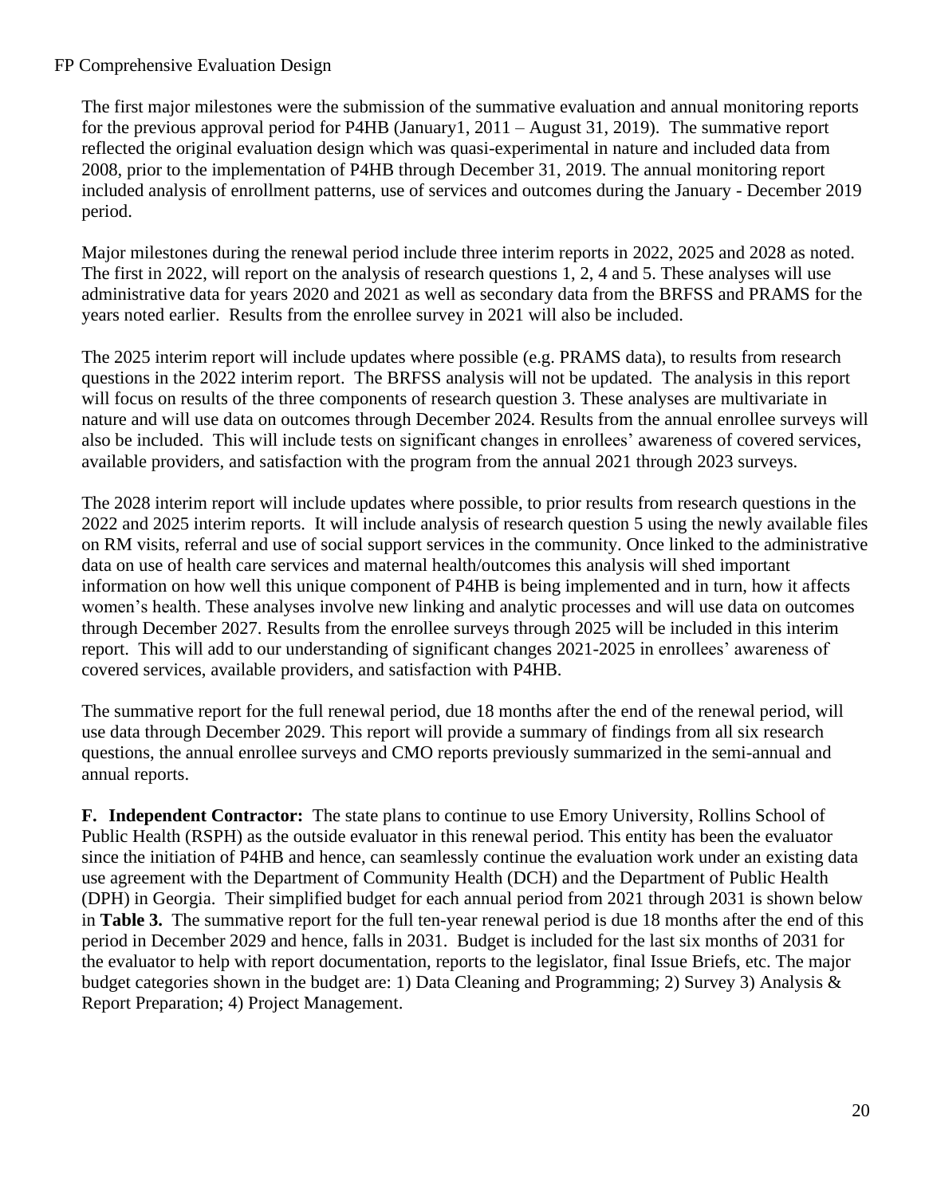The first major milestones were the submission of the summative evaluation and annual monitoring reports for the previous approval period for P4HB (January1, 2011 – August 31, 2019). The summative report reflected the original evaluation design which was quasi-experimental in nature and included data from 2008, prior to the implementation of P4HB through December 31, 2019. The annual monitoring report included analysis of enrollment patterns, use of services and outcomes during the January - December 2019 period.

Major milestones during the renewal period include three interim reports in 2022, 2025 and 2028 as noted. The first in 2022, will report on the analysis of research questions 1, 2, 4 and 5. These analyses will use administrative data for years 2020 and 2021 as well as secondary data from the BRFSS and PRAMS for the years noted earlier. Results from the enrollee survey in 2021 will also be included.

The 2025 interim report will include updates where possible (e.g. PRAMS data), to results from research questions in the 2022 interim report. The BRFSS analysis will not be updated. The analysis in this report will focus on results of the three components of research question 3. These analyses are multivariate in nature and will use data on outcomes through December 2024. Results from the annual enrollee surveys will also be included. This will include tests on significant changes in enrollees' awareness of covered services, available providers, and satisfaction with the program from the annual 2021 through 2023 surveys.

The 2028 interim report will include updates where possible, to prior results from research questions in the 2022 and 2025 interim reports. It will include analysis of research question 5 using the newly available files on RM visits, referral and use of social support services in the community. Once linked to the administrative data on use of health care services and maternal health/outcomes this analysis will shed important information on how well this unique component of P4HB is being implemented and in turn, how it affects women's health. These analyses involve new linking and analytic processes and will use data on outcomes through December 2027. Results from the enrollee surveys through 2025 will be included in this interim report. This will add to our understanding of significant changes 2021-2025 in enrollees' awareness of covered services, available providers, and satisfaction with P4HB.

The summative report for the full renewal period, due 18 months after the end of the renewal period, will use data through December 2029. This report will provide a summary of findings from all six research questions, the annual enrollee surveys and CMO reports previously summarized in the semi-annual and annual reports.

**F. Independent Contractor:** The state plans to continue to use Emory University, Rollins School of Public Health (RSPH) as the outside evaluator in this renewal period. This entity has been the evaluator since the initiation of P4HB and hence, can seamlessly continue the evaluation work under an existing data use agreement with the Department of Community Health (DCH) and the Department of Public Health (DPH) in Georgia. Their simplified budget for each annual period from 2021 through 2031 is shown below in **Table 3.** The summative report for the full ten-year renewal period is due 18 months after the end of this period in December 2029 and hence, falls in 2031. Budget is included for the last six months of 2031 for the evaluator to help with report documentation, reports to the legislator, final Issue Briefs, etc. The major budget categories shown in the budget are: 1) Data Cleaning and Programming; 2) Survey 3) Analysis & Report Preparation; 4) Project Management.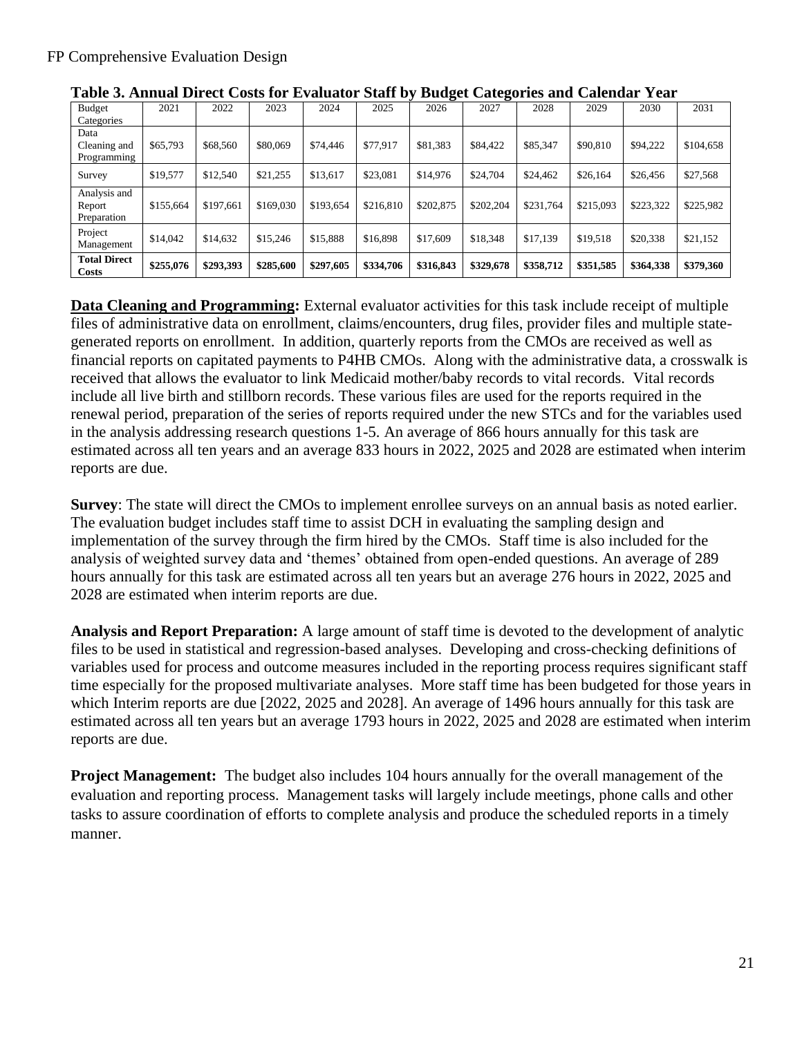**Table 3. Annual Direct Costs for Evaluator Staff by Budget Categories and Calendar Year**

| Budget Categories | 2021 | 2022 | 2023 | 2024 | 2025 | 2026 | 2027 | 2028 | 2029 | 2030 | 2031 |
|---|---|---|---|---|---|---|---|---|---|---|---|
| Data Cleaning and Programming | $65,793 | $68,560 | $80,069 | $74,446 | $77,917 | $81,383 | $84,422 | $85,347 | $90,810 | $94,222 | $104,658 |
| Survey | $19,577 | $12,540 | $21,255 | $13,617 | $23,081 | $14,976 | $24,704 | $24,462 | $26,164 | $26,456 | $27,568 |
| Analysis and Report Preparation | $155,664 | $197,661 | $169,030 | $193,654 | $216,810 | $202,875 | $202,204 | $231,764 | $215,093 | $223,322 | $225,982 |
| Project Management | $14,042 | $14,632 | $15,246 | $15,888 | $16,898 | $17,609 | $18,348 | $17,139 | $19,518 | $20,338 | $21,152 |
| **Total Direct Costs** | **$255,076** | **$293,393** | **$285,600** | **$297,605** | **$334,706** | **$316,843** | **$329,678** | **$358,712** | **$351,585** | **$364,338** | **$379,360** |

**Data Cleaning and Programming:** External evaluator activities for this task include receipt of multiple files of administrative data on enrollment, claims/encounters, drug files, provider files and multiple state-generated reports on enrollment. In addition, quarterly reports from the CMOs are received as well as financial reports on capitated payments to P4HB CMOs. Along with the administrative data, a crosswalk is received that allows the evaluator to link Medicaid mother/baby records to vital records. Vital records include all live birth and stillborn records. These various files are used for the reports required in the renewal period, preparation of the series of reports required under the new STCs and for the variables used in the analysis addressing research questions 1-5. An average of 866 hours annually for this task are estimated across all ten years and an average 833 hours in 2022, 2025 and 2028 are estimated when interim reports are due.

**Survey**: The state will direct the CMOs to implement enrollee surveys on an annual basis as noted earlier. The evaluation budget includes staff time to assist DCH in evaluating the sampling design and implementation of the survey through the firm hired by the CMOs. Staff time is also included for the analysis of weighted survey data and 'themes' obtained from open-ended questions. An average of 289 hours annually for this task are estimated across all ten years but an average 276 hours in 2022, 2025 and 2028 are estimated when interim reports are due.

**Analysis and Report Preparation:** A large amount of staff time is devoted to the development of analytic files to be used in statistical and regression-based analyses. Developing and cross-checking definitions of variables used for process and outcome measures included in the reporting process requires significant staff time especially for the proposed multivariate analyses. More staff time has been budgeted for those years in which Interim reports are due [2022, 2025 and 2028]. An average of 1496 hours annually for this task are estimated across all ten years but an average 1793 hours in 2022, 2025 and 2028 are estimated when interim reports are due.

**Project Management:** The budget also includes 104 hours annually for the overall management of the evaluation and reporting process. Management tasks will largely include meetings, phone calls and other tasks to assure coordination of efforts to complete analysis and produce the scheduled reports in a timely manner.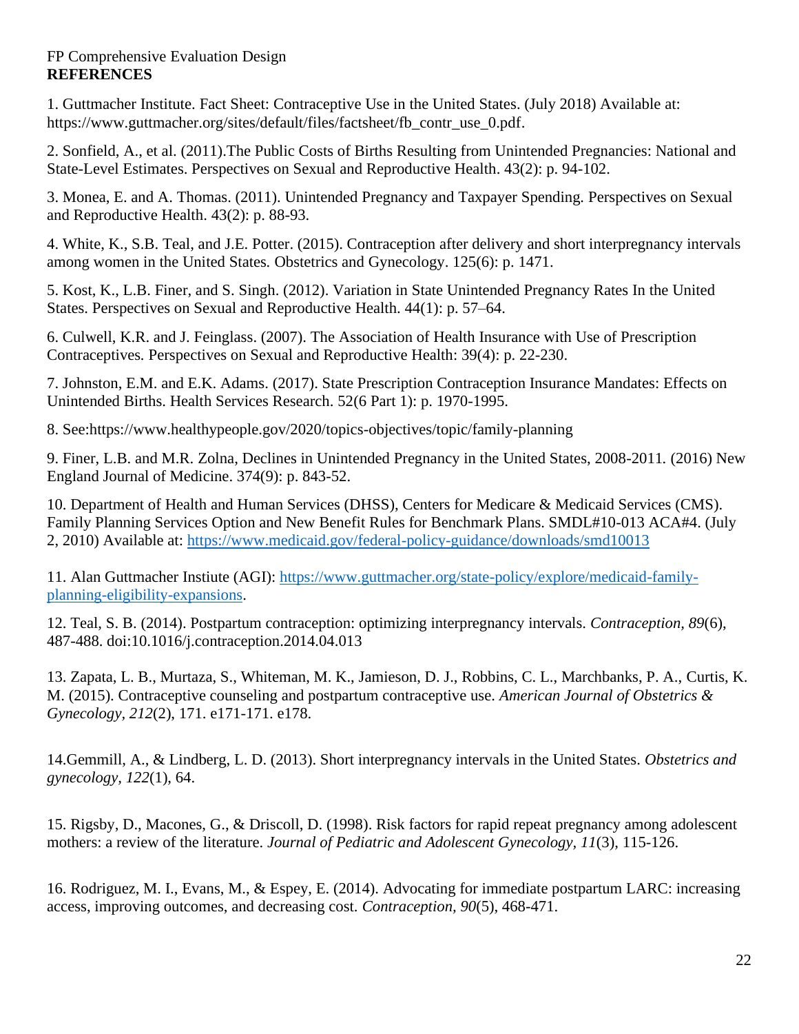FP Comprehensive Evaluation Design

**REFERENCES**

1. Guttmacher Institute. Fact Sheet: Contraceptive Use in the United States. (July 2018) Available at: https://www.guttmacher.org/sites/default/files/factsheet/fb_contr_use_0.pdf.

2. Sonfield, A., et al. (2011).The Public Costs of Births Resulting from Unintended Pregnancies: National and State-Level Estimates. Perspectives on Sexual and Reproductive Health. 43(2): p. 94-102.

3. Monea, E. and A. Thomas. (2011). Unintended Pregnancy and Taxpayer Spending. Perspectives on Sexual and Reproductive Health. 43(2): p. 88-93.

4. White, K., S.B. Teal, and J.E. Potter. (2015). Contraception after delivery and short interpregnancy intervals among women in the United States. Obstetrics and Gynecology. 125(6): p. 1471.

5. Kost, K., L.B. Finer, and S. Singh. (2012). Variation in State Unintended Pregnancy Rates In the United States. Perspectives on Sexual and Reproductive Health. 44(1): p. 57–64.

6. Culwell, K.R. and J. Feinglass. (2007). The Association of Health Insurance with Use of Prescription Contraceptives. Perspectives on Sexual and Reproductive Health: 39(4): p. 22-230.

7. Johnston, E.M. and E.K. Adams. (2017). State Prescription Contraception Insurance Mandates: Effects on Unintended Births. Health Services Research. 52(6 Part 1): p. 1970-1995.

8. See:https://www.healthypeople.gov/2020/topics-objectives/topic/family-planning

9. Finer, L.B. and M.R. Zolna, Declines in Unintended Pregnancy in the United States, 2008-2011. (2016) New England Journal of Medicine. 374(9): p. 843-52.

10. Department of Health and Human Services (DHSS), Centers for Medicare & Medicaid Services (CMS). Family Planning Services Option and New Benefit Rules for Benchmark Plans. SMDL#10-013 ACA#4. (July 2, 2010) Available at: https://www.medicaid.gov/federal-policy-guidance/downloads/smd10013

11. Alan Guttmacher Institute (AGI): https://www.guttmacher.org/state-policy/explore/medicaid-family-planning-eligibility-expansions.

12. Teal, S. B. (2014). Postpartum contraception: optimizing interpregnancy intervals. *Contraception, 89*(6), 487-488. doi:10.1016/j.contraception.2014.04.013

13. Zapata, L. B., Murtaza, S., Whiteman, M. K., Jamieson, D. J., Robbins, C. L., Marchbanks, P. A., Curtis, K. M. (2015). Contraceptive counseling and postpartum contraceptive use. *American Journal of Obstetrics & Gynecology, 212*(2), 171. e171-171. e178.

14.Gemmill, A., & Lindberg, L. D. (2013). Short interpregnancy intervals in the United States. *Obstetrics and gynecology, 122*(1), 64.

15. Rigsby, D., Macones, G., & Driscoll, D. (1998). Risk factors for rapid repeat pregnancy among adolescent mothers: a review of the literature. *Journal of Pediatric and Adolescent Gynecology*, *11*(3), 115-126.

16. Rodriguez, M. I., Evans, M., & Espey, E. (2014). Advocating for immediate postpartum LARC: increasing access, improving outcomes, and decreasing cost. *Contraception, 90*(5), 468-471.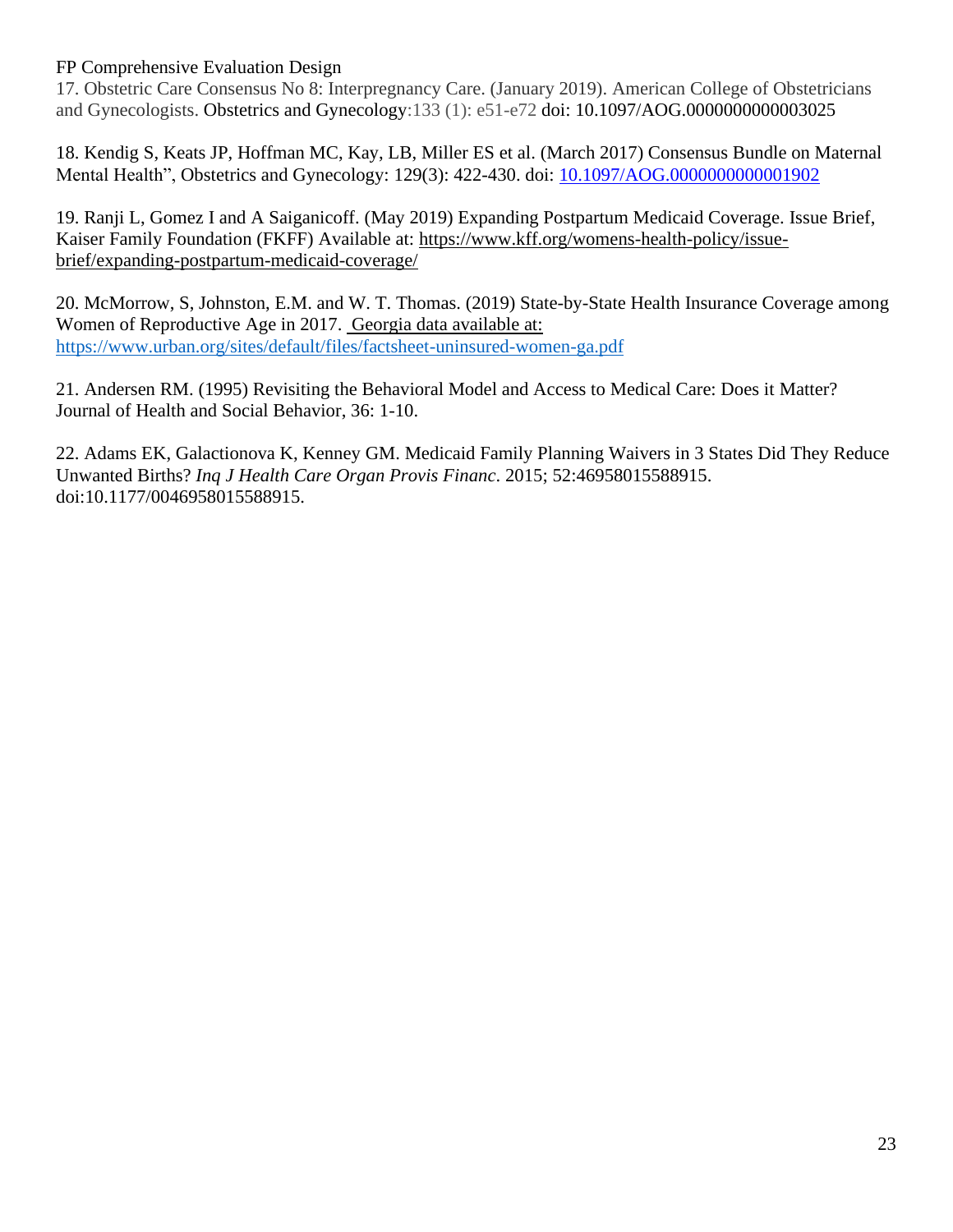17. Obstetric Care Consensus No 8: Interpregnancy Care. (January 2019). American College of Obstetricians and Gynecologists. Obstetrics and Gynecology:133 (1): e51-e72 doi: 10.1097/AOG.0000000000003025

18. Kendig S, Keats JP, Hoffman MC, Kay, LB, Miller ES et al. (March 2017) Consensus Bundle on Maternal Mental Health", Obstetrics and Gynecology: 129(3): 422-430. doi: 10.1097/AOG.0000000000001902

19. Ranji L, Gomez I and A Saiganicoff. (May 2019) Expanding Postpartum Medicaid Coverage. Issue Brief, Kaiser Family Foundation (FKFF) Available at: https://www.kff.org/womens-health-policy/issue-brief/expanding-postpartum-medicaid-coverage/

20. McMorrow, S, Johnston, E.M. and W. T. Thomas. (2019) State-by-State Health Insurance Coverage among Women of Reproductive Age in 2017. Georgia data available at: https://www.urban.org/sites/default/files/factsheet-uninsured-women-ga.pdf

21. Andersen RM. (1995) Revisiting the Behavioral Model and Access to Medical Care: Does it Matter? Journal of Health and Social Behavior, 36: 1-10.

22. Adams EK, Galactionova K, Kenney GM. Medicaid Family Planning Waivers in 3 States Did They Reduce Unwanted Births? *Inq J Health Care Organ Provis Financ*. 2015; 52:46958015588915. doi:10.1177/0046958015588915.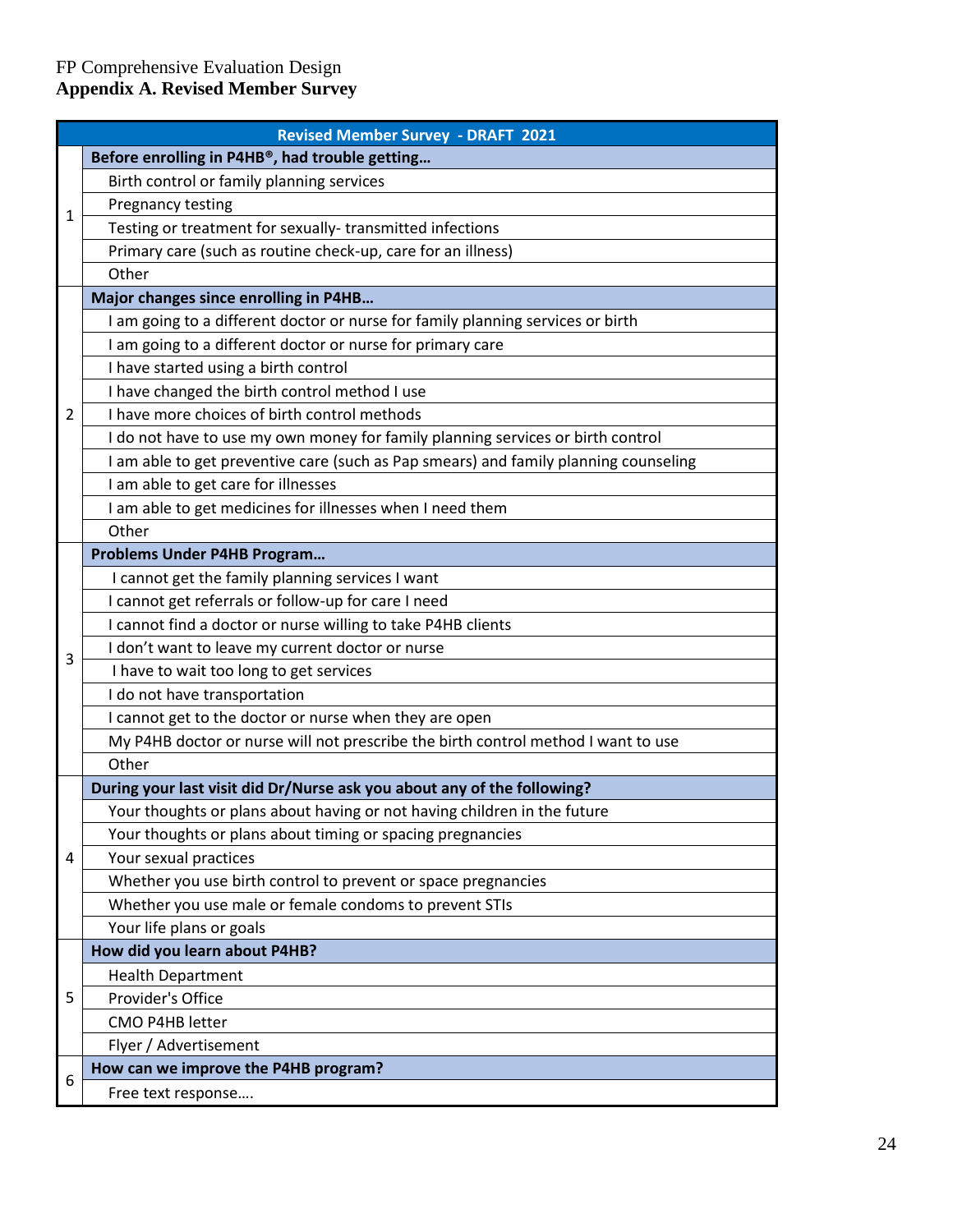FP Comprehensive Evaluation Design

**Appendix A. Revised Member Survey**

| | Revised Member Survey - DRAFT 2021 |
|---|---|
| 1 | **Before enrolling in P4HB®, had trouble getting…** |
| | Birth control or family planning services |
| | Pregnancy testing |
| | Testing or treatment for sexually- transmitted infections |
| | Primary care (such as routine check-up, care for an illness) |
| | Other |
| 2 | **Major changes since enrolling in P4HB…** |
| | I am going to a different doctor or nurse for family planning services or birth |
| | I am going to a different doctor or nurse for primary care |
| | I have started using a birth control |
| | I have changed the birth control method I use |
| | I have more choices of birth control methods |
| | I do not have to use my own money for family planning services or birth control |
| | I am able to get preventive care (such as Pap smears) and family planning counseling |
| | I am able to get care for illnesses |
| | I am able to get medicines for illnesses when I need them |
| | Other |
| 3 | **Problems Under P4HB Program…** |
| | I cannot get the family planning services I want |
| | I cannot get referrals or follow-up for care I need |
| | I cannot find a doctor or nurse willing to take P4HB clients |
| | I don't want to leave my current doctor or nurse |
| | I have to wait too long to get services |
| | I do not have transportation |
| | I cannot get to the doctor or nurse when they are open |
| | My P4HB doctor or nurse will not prescribe the birth control method I want to use |
| | Other |
| 4 | **During your last visit did Dr/Nurse ask you about any of the following?** |
| | Your thoughts or plans about having or not having children in the future |
| | Your thoughts or plans about timing or spacing pregnancies |
| | Your sexual practices |
| | Whether you use birth control to prevent or space pregnancies |
| | Whether you use male or female condoms to prevent STIs |
| | Your life plans or goals |
| 5 | **How did you learn about P4HB?** |
| | Health Department |
| | Provider's Office |
| | CMO P4HB letter |
| | Flyer / Advertisement |
| 6 | **How can we improve the P4HB program?** |
| | Free text response…. |